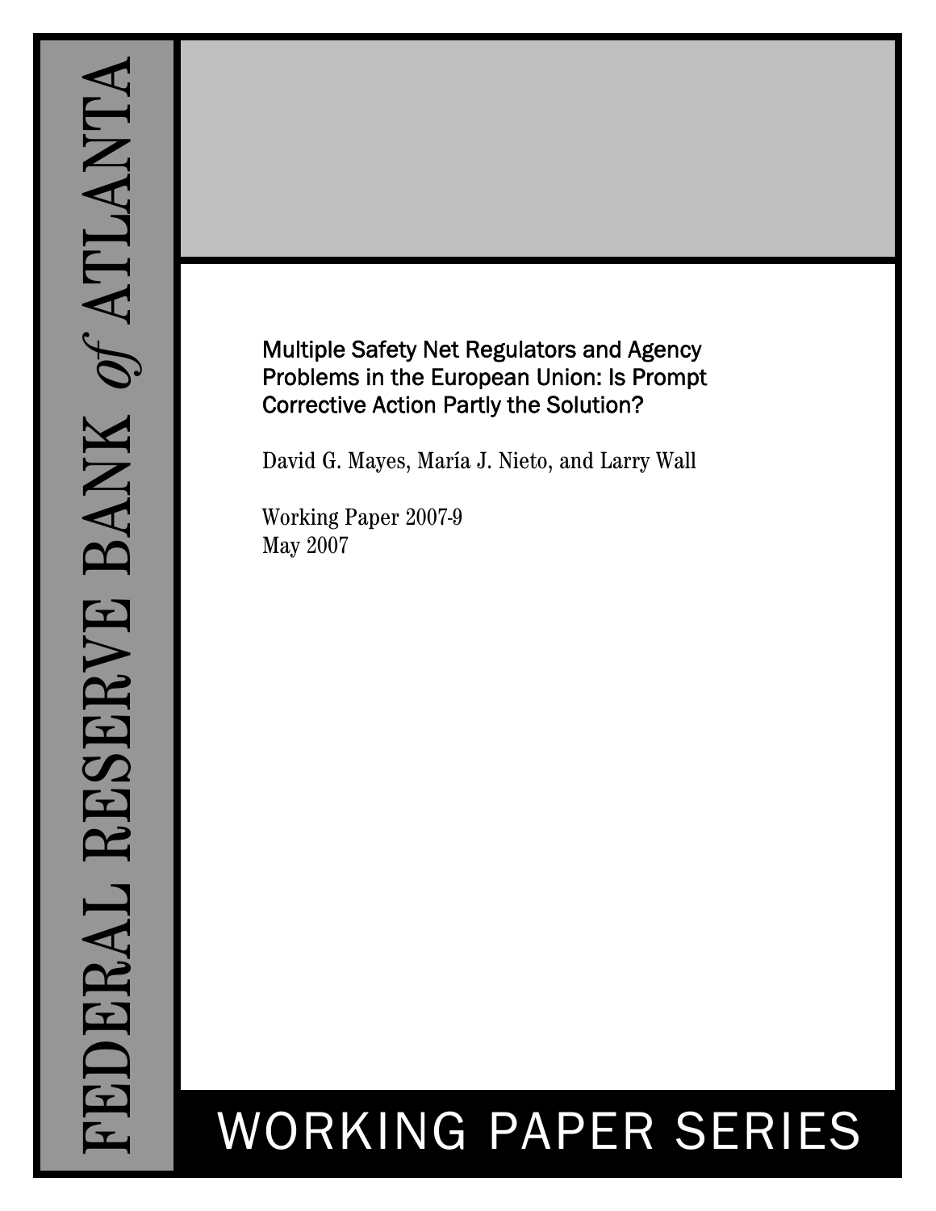FEDERAL RESERVE BANK *of* ATLANTA

# Multiple Safety Net Regulators and Agency Problems in the European Union: Is Prompt Corrective Action Partly the Solution?

David G. Mayes, María J. Nieto, and Larry Wall

Working Paper 2007-9
May 2007

WORKING PAPER SERIES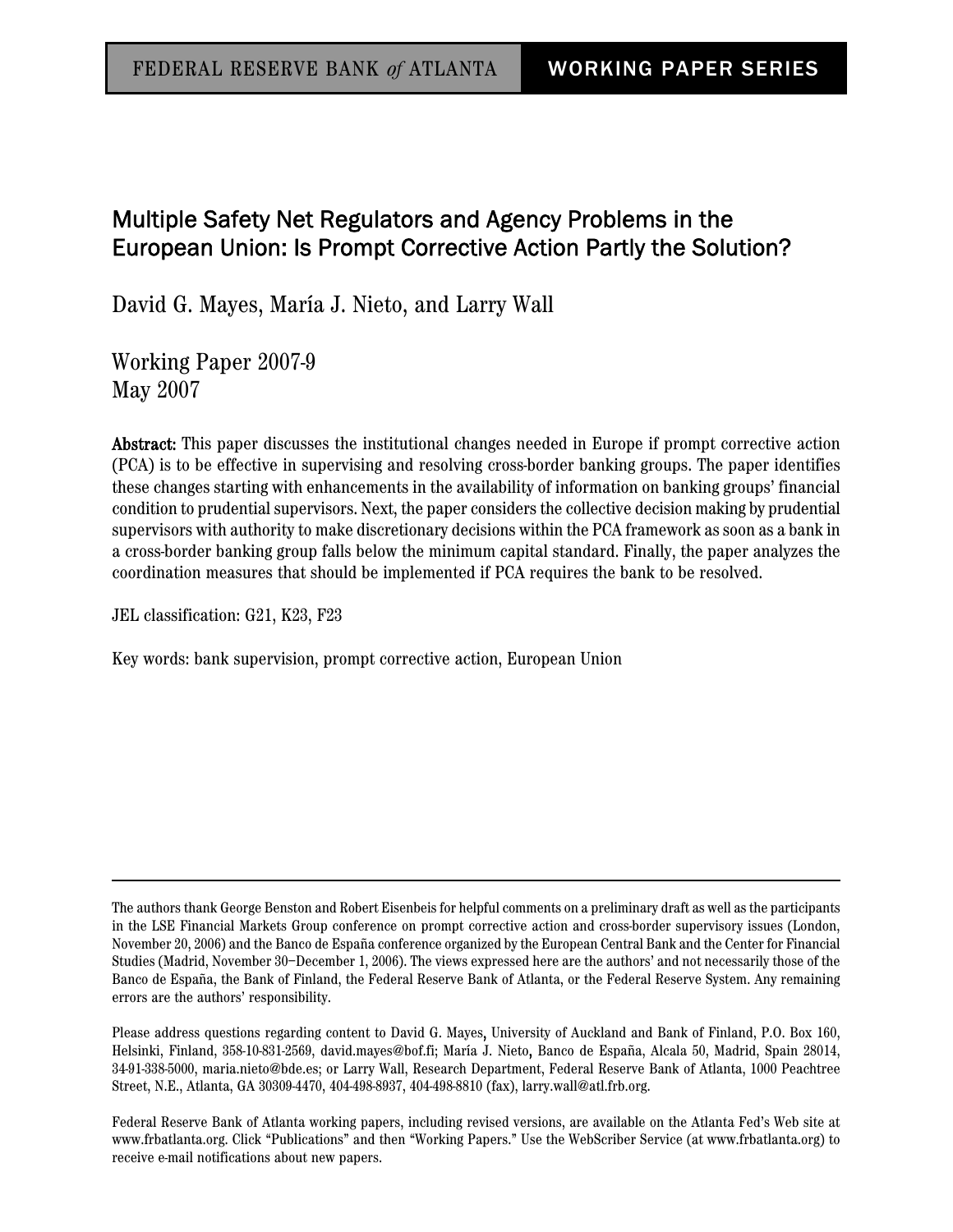FEDERAL RESERVE BANK *of* ATLANTA | WORKING PAPER SERIES

# Multiple Safety Net Regulators and Agency Problems in the European Union: Is Prompt Corrective Action Partly the Solution?

David G. Mayes, María J. Nieto, and Larry Wall

Working Paper 2007-9
May 2007

**Abstract:** This paper discusses the institutional changes needed in Europe if prompt corrective action (PCA) is to be effective in supervising and resolving cross-border banking groups. The paper identifies these changes starting with enhancements in the availability of information on banking groups' financial condition to prudential supervisors. Next, the paper considers the collective decision making by prudential supervisors with authority to make discretionary decisions within the PCA framework as soon as a bank in a cross-border banking group falls below the minimum capital standard. Finally, the paper analyzes the coordination measures that should be implemented if PCA requires the bank to be resolved.

JEL classification: G21, K23, F23

Key words: bank supervision, prompt corrective action, European Union

---

The authors thank George Benston and Robert Eisenbeis for helpful comments on a preliminary draft as well as the participants in the LSE Financial Markets Group conference on prompt corrective action and cross-border supervisory issues (London, November 20, 2006) and the Banco de España conference organized by the European Central Bank and the Center for Financial Studies (Madrid, November 30–December 1, 2006). The views expressed here are the authors' and not necessarily those of the Banco de España, the Bank of Finland, the Federal Reserve Bank of Atlanta, or the Federal Reserve System. Any remaining errors are the authors' responsibility.

Please address questions regarding content to David G. Mayes, University of Auckland and Bank of Finland, P.O. Box 160, Helsinki, Finland, 358-10-831-2569, david.mayes@bof.fi; María J. Nieto, Banco de España, Alcala 50, Madrid, Spain 28014, 34-91-338-5000, maria.nieto@bde.es; or Larry Wall, Research Department, Federal Reserve Bank of Atlanta, 1000 Peachtree Street, N.E., Atlanta, GA 30309-4470, 404-498-8937, 404-498-8810 (fax), larry.wall@atl.frb.org.

Federal Reserve Bank of Atlanta working papers, including revised versions, are available on the Atlanta Fed's Web site at www.frbatlanta.org. Click "Publications" and then "Working Papers." Use the WebScriber Service (at www.frbatlanta.org) to receive e-mail notifications about new papers.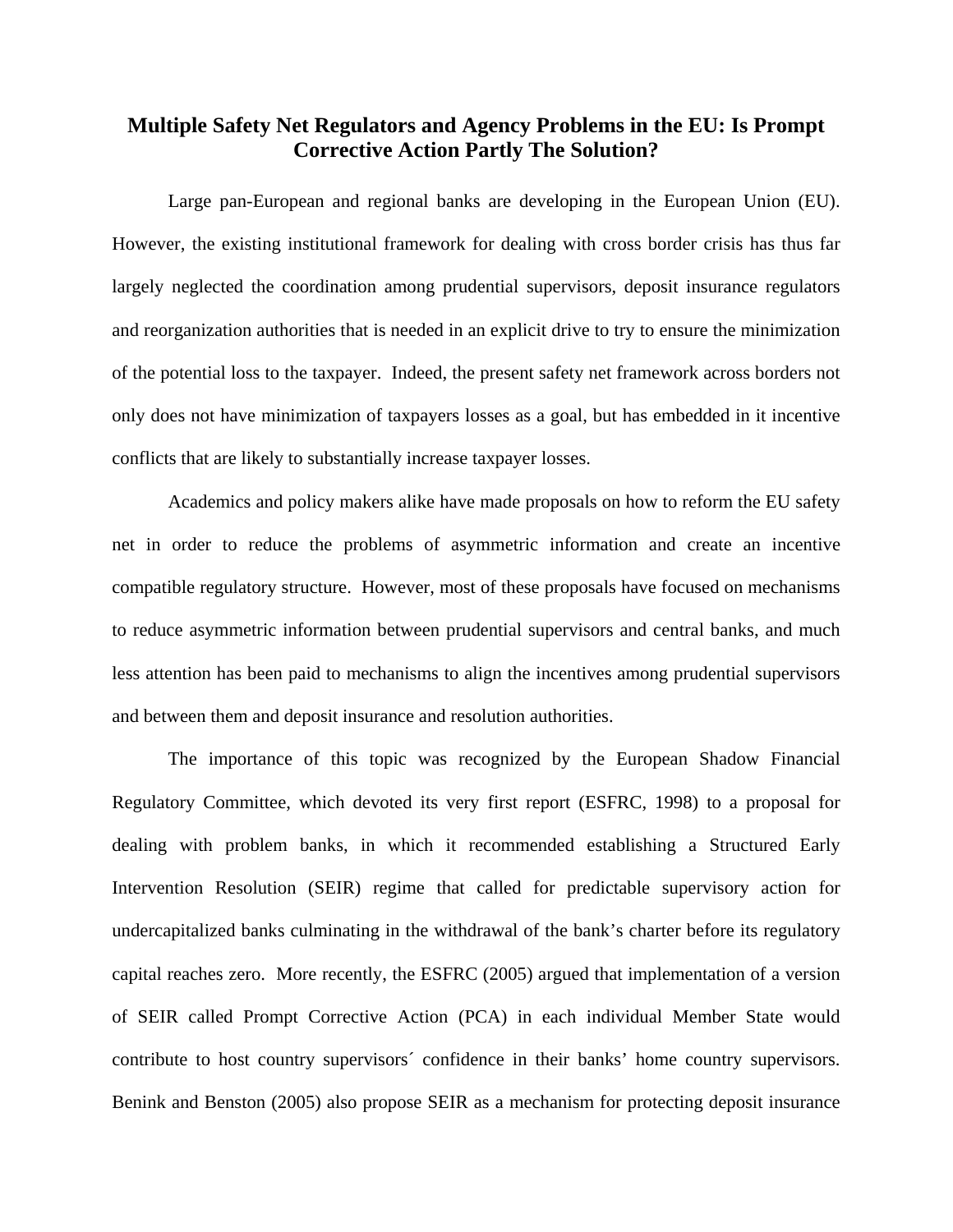# Multiple Safety Net Regulators and Agency Problems in the EU: Is Prompt Corrective Action Partly The Solution?

Large pan-European and regional banks are developing in the European Union (EU). However, the existing institutional framework for dealing with cross border crisis has thus far largely neglected the coordination among prudential supervisors, deposit insurance regulators and reorganization authorities that is needed in an explicit drive to try to ensure the minimization of the potential loss to the taxpayer. Indeed, the present safety net framework across borders not only does not have minimization of taxpayers losses as a goal, but has embedded in it incentive conflicts that are likely to substantially increase taxpayer losses.

Academics and policy makers alike have made proposals on how to reform the EU safety net in order to reduce the problems of asymmetric information and create an incentive compatible regulatory structure. However, most of these proposals have focused on mechanisms to reduce asymmetric information between prudential supervisors and central banks, and much less attention has been paid to mechanisms to align the incentives among prudential supervisors and between them and deposit insurance and resolution authorities.

The importance of this topic was recognized by the European Shadow Financial Regulatory Committee, which devoted its very first report (ESFRC, 1998) to a proposal for dealing with problem banks, in which it recommended establishing a Structured Early Intervention Resolution (SEIR) regime that called for predictable supervisory action for undercapitalized banks culminating in the withdrawal of the bank's charter before its regulatory capital reaches zero. More recently, the ESFRC (2005) argued that implementation of a version of SEIR called Prompt Corrective Action (PCA) in each individual Member State would contribute to host country supervisors´ confidence in their banks' home country supervisors. Benink and Benston (2005) also propose SEIR as a mechanism for protecting deposit insurance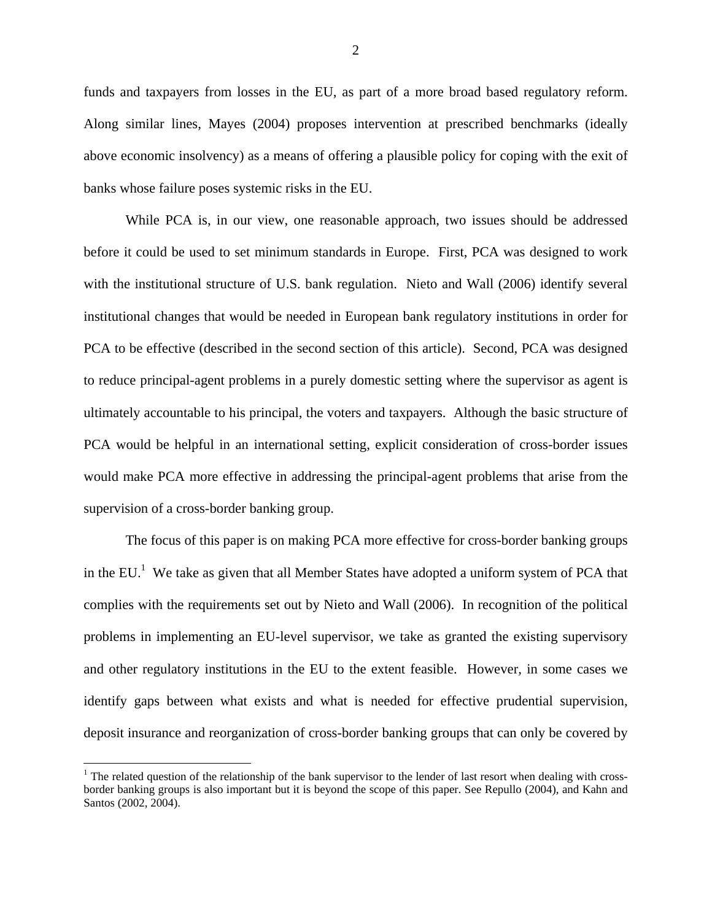funds and taxpayers from losses in the EU, as part of a more broad based regulatory reform. Along similar lines, Mayes (2004) proposes intervention at prescribed benchmarks (ideally above economic insolvency) as a means of offering a plausible policy for coping with the exit of banks whose failure poses systemic risks in the EU.

While PCA is, in our view, one reasonable approach, two issues should be addressed before it could be used to set minimum standards in Europe. First, PCA was designed to work with the institutional structure of U.S. bank regulation. Nieto and Wall (2006) identify several institutional changes that would be needed in European bank regulatory institutions in order for PCA to be effective (described in the second section of this article). Second, PCA was designed to reduce principal-agent problems in a purely domestic setting where the supervisor as agent is ultimately accountable to his principal, the voters and taxpayers. Although the basic structure of PCA would be helpful in an international setting, explicit consideration of cross-border issues would make PCA more effective in addressing the principal-agent problems that arise from the supervision of a cross-border banking group.

The focus of this paper is on making PCA more effective for cross-border banking groups in the EU.[1] We take as given that all Member States have adopted a uniform system of PCA that complies with the requirements set out by Nieto and Wall (2006). In recognition of the political problems in implementing an EU-level supervisor, we take as granted the existing supervisory and other regulatory institutions in the EU to the extent feasible. However, in some cases we identify gaps between what exists and what is needed for effective prudential supervision, deposit insurance and reorganization of cross-border banking groups that can only be covered by

[1] The related question of the relationship of the bank supervisor to the lender of last resort when dealing with cross-border banking groups is also important but it is beyond the scope of this paper. See Repullo (2004), and Kahn and Santos (2002, 2004).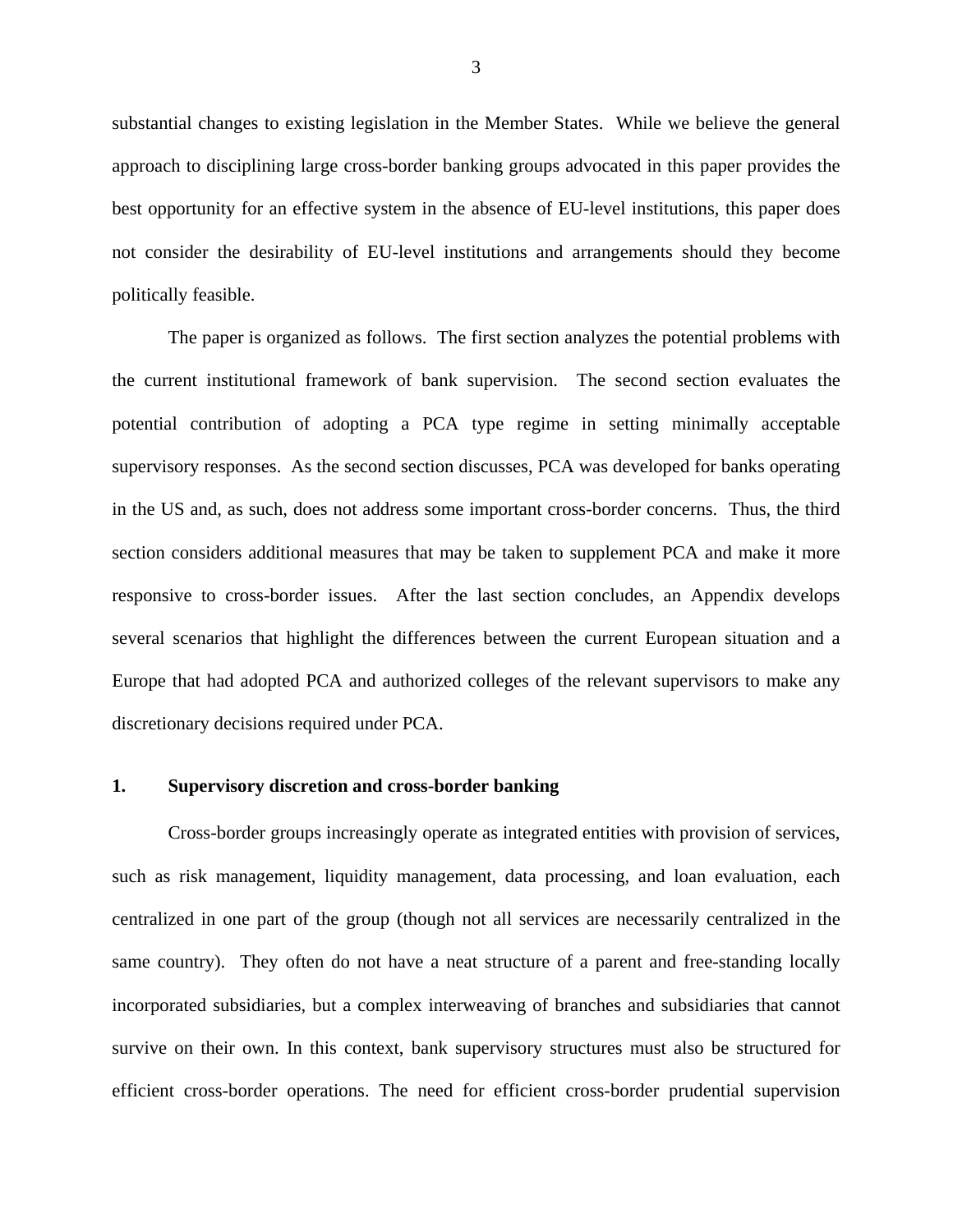substantial changes to existing legislation in the Member States. While we believe the general approach to disciplining large cross-border banking groups advocated in this paper provides the best opportunity for an effective system in the absence of EU-level institutions, this paper does not consider the desirability of EU-level institutions and arrangements should they become politically feasible.

The paper is organized as follows. The first section analyzes the potential problems with the current institutional framework of bank supervision. The second section evaluates the potential contribution of adopting a PCA type regime in setting minimally acceptable supervisory responses. As the second section discusses, PCA was developed for banks operating in the US and, as such, does not address some important cross-border concerns. Thus, the third section considers additional measures that may be taken to supplement PCA and make it more responsive to cross-border issues. After the last section concludes, an Appendix develops several scenarios that highlight the differences between the current European situation and a Europe that had adopted PCA and authorized colleges of the relevant supervisors to make any discretionary decisions required under PCA.

## 1. Supervisory discretion and cross-border banking

Cross-border groups increasingly operate as integrated entities with provision of services, such as risk management, liquidity management, data processing, and loan evaluation, each centralized in one part of the group (though not all services are necessarily centralized in the same country). They often do not have a neat structure of a parent and free-standing locally incorporated subsidiaries, but a complex interweaving of branches and subsidiaries that cannot survive on their own. In this context, bank supervisory structures must also be structured for efficient cross-border operations. The need for efficient cross-border prudential supervision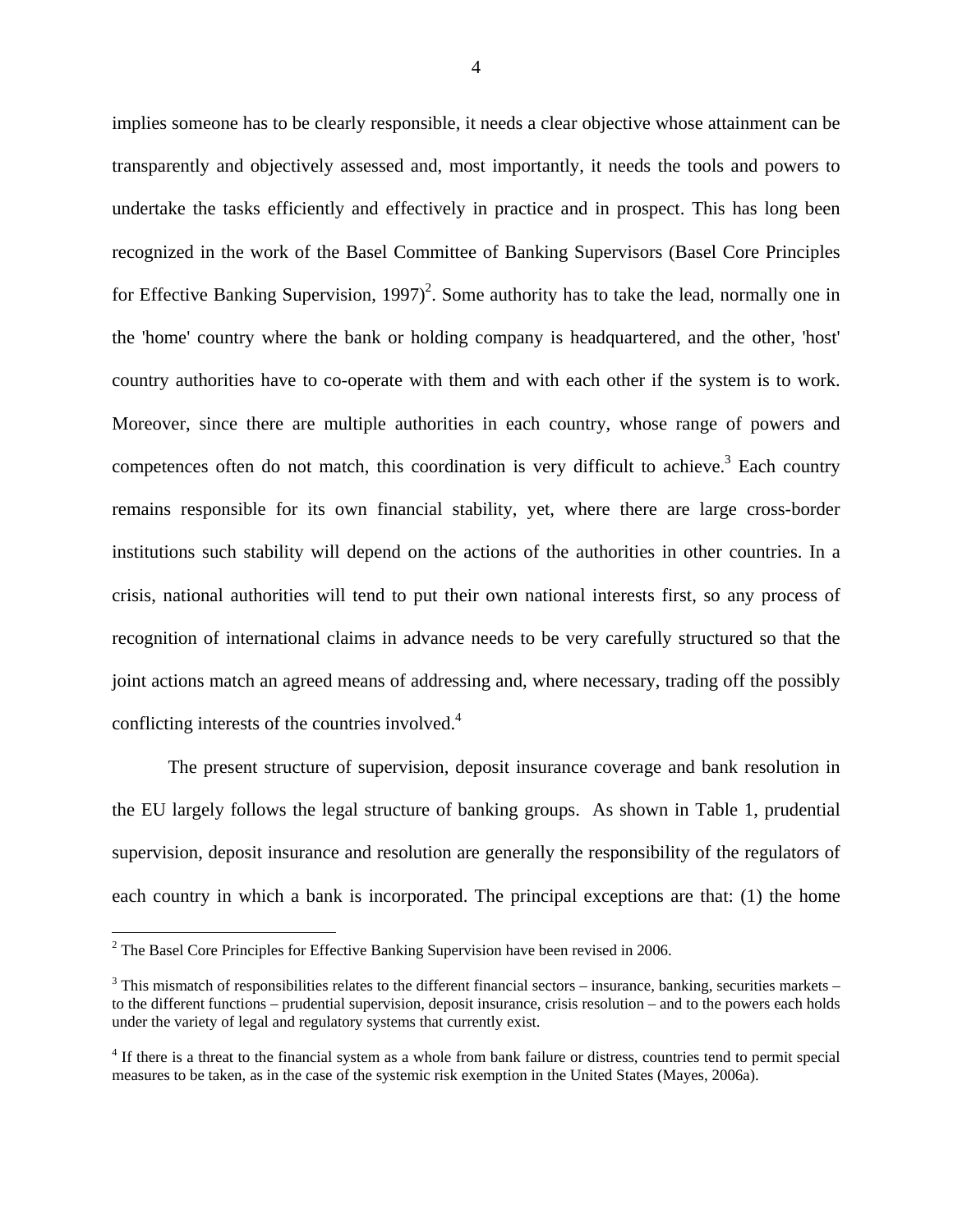implies someone has to be clearly responsible, it needs a clear objective whose attainment can be transparently and objectively assessed and, most importantly, it needs the tools and powers to undertake the tasks efficiently and effectively in practice and in prospect. This has long been recognized in the work of the Basel Committee of Banking Supervisors (Basel Core Principles for Effective Banking Supervision, 1997)[2]. Some authority has to take the lead, normally one in the 'home' country where the bank or holding company is headquartered, and the other, 'host' country authorities have to co-operate with them and with each other if the system is to work. Moreover, since there are multiple authorities in each country, whose range of powers and competences often do not match, this coordination is very difficult to achieve.[3] Each country remains responsible for its own financial stability, yet, where there are large cross-border institutions such stability will depend on the actions of the authorities in other countries. In a crisis, national authorities will tend to put their own national interests first, so any process of recognition of international claims in advance needs to be very carefully structured so that the joint actions match an agreed means of addressing and, where necessary, trading off the possibly conflicting interests of the countries involved.[4]

The present structure of supervision, deposit insurance coverage and bank resolution in the EU largely follows the legal structure of banking groups. As shown in Table 1, prudential supervision, deposit insurance and resolution are generally the responsibility of the regulators of each country in which a bank is incorporated. The principal exceptions are that: (1) the home

[2] The Basel Core Principles for Effective Banking Supervision have been revised in 2006.

[3] This mismatch of responsibilities relates to the different financial sectors – insurance, banking, securities markets – to the different functions – prudential supervision, deposit insurance, crisis resolution – and to the powers each holds under the variety of legal and regulatory systems that currently exist.

[4] If there is a threat to the financial system as a whole from bank failure or distress, countries tend to permit special measures to be taken, as in the case of the systemic risk exemption in the United States (Mayes, 2006a).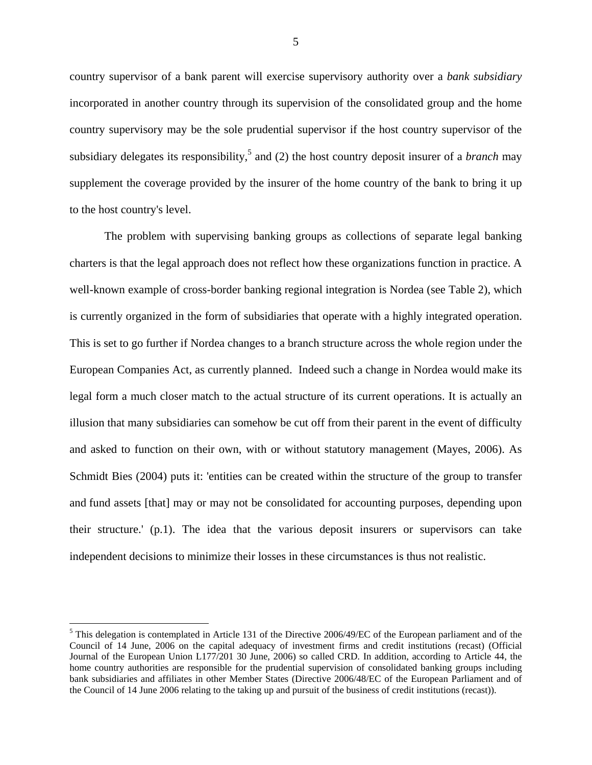country supervisor of a bank parent will exercise supervisory authority over a *bank subsidiary* incorporated in another country through its supervision of the consolidated group and the home country supervisory may be the sole prudential supervisor if the host country supervisor of the subsidiary delegates its responsibility,[5] and (2) the host country deposit insurer of a *branch* may supplement the coverage provided by the insurer of the home country of the bank to bring it up to the host country's level.

The problem with supervising banking groups as collections of separate legal banking charters is that the legal approach does not reflect how these organizations function in practice. A well-known example of cross-border banking regional integration is Nordea (see Table 2), which is currently organized in the form of subsidiaries that operate with a highly integrated operation. This is set to go further if Nordea changes to a branch structure across the whole region under the European Companies Act, as currently planned. Indeed such a change in Nordea would make its legal form a much closer match to the actual structure of its current operations. It is actually an illusion that many subsidiaries can somehow be cut off from their parent in the event of difficulty and asked to function on their own, with or without statutory management (Mayes, 2006). As Schmidt Bies (2004) puts it: 'entities can be created within the structure of the group to transfer and fund assets [that] may or may not be consolidated for accounting purposes, depending upon their structure.' (p.1). The idea that the various deposit insurers or supervisors can take independent decisions to minimize their losses in these circumstances is thus not realistic.

[5] This delegation is contemplated in Article 131 of the Directive 2006/49/EC of the European parliament and of the Council of 14 June, 2006 on the capital adequacy of investment firms and credit institutions (recast) (Official Journal of the European Union L177/201 30 June, 2006) so called CRD. In addition, according to Article 44, the home country authorities are responsible for the prudential supervision of consolidated banking groups including bank subsidiaries and affiliates in other Member States (Directive 2006/48/EC of the European Parliament and of the Council of 14 June 2006 relating to the taking up and pursuit of the business of credit institutions (recast)).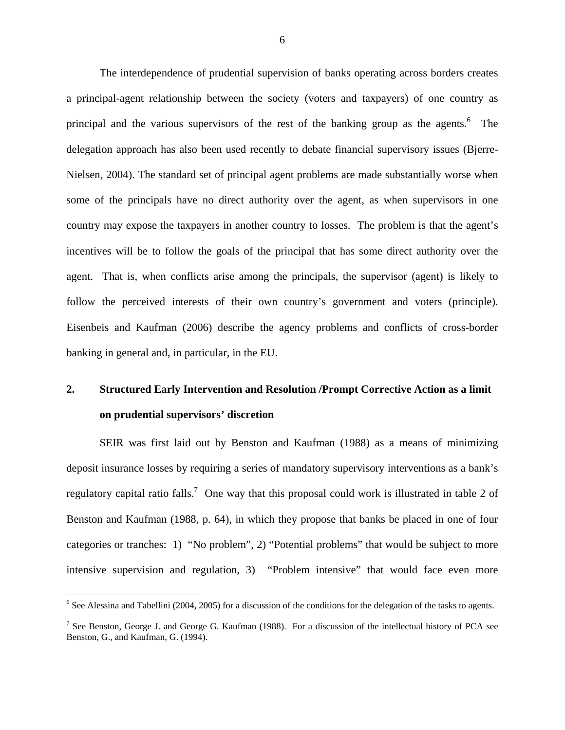The interdependence of prudential supervision of banks operating across borders creates a principal-agent relationship between the society (voters and taxpayers) of one country as principal and the various supervisors of the rest of the banking group as the agents.[6] The delegation approach has also been used recently to debate financial supervisory issues (Bjerre-Nielsen, 2004). The standard set of principal agent problems are made substantially worse when some of the principals have no direct authority over the agent, as when supervisors in one country may expose the taxpayers in another country to losses. The problem is that the agent's incentives will be to follow the goals of the principal that has some direct authority over the agent. That is, when conflicts arise among the principals, the supervisor (agent) is likely to follow the perceived interests of their own country's government and voters (principle). Eisenbeis and Kaufman (2006) describe the agency problems and conflicts of cross-border banking in general and, in particular, in the EU.

## 2. Structured Early Intervention and Resolution /Prompt Corrective Action as a limit on prudential supervisors' discretion

SEIR was first laid out by Benston and Kaufman (1988) as a means of minimizing deposit insurance losses by requiring a series of mandatory supervisory interventions as a bank's regulatory capital ratio falls.[7] One way that this proposal could work is illustrated in table 2 of Benston and Kaufman (1988, p. 64), in which they propose that banks be placed in one of four categories or tranches: 1) "No problem", 2) "Potential problems" that would be subject to more intensive supervision and regulation, 3) "Problem intensive" that would face even more

---

[6] See Alessina and Tabellini (2004, 2005) for a discussion of the conditions for the delegation of the tasks to agents.

[7] See Benston, George J. and George G. Kaufman (1988). For a discussion of the intellectual history of PCA see Benston, G., and Kaufman, G. (1994).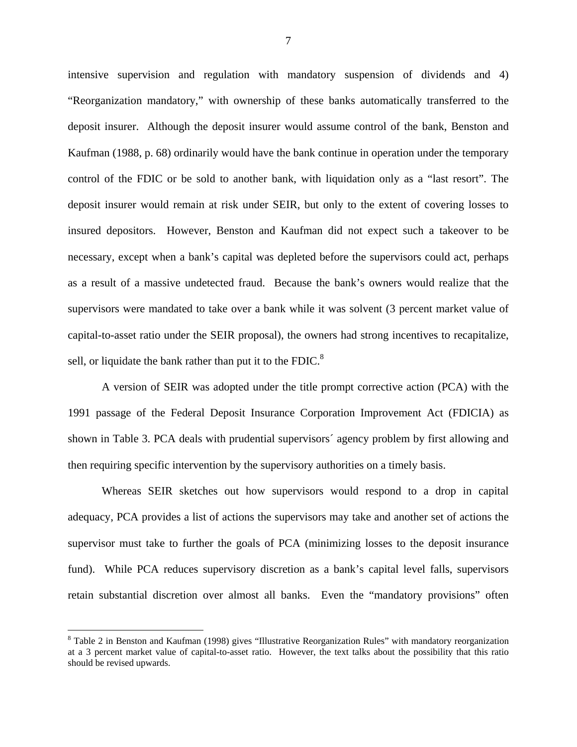intensive supervision and regulation with mandatory suspension of dividends and 4) "Reorganization mandatory," with ownership of these banks automatically transferred to the deposit insurer. Although the deposit insurer would assume control of the bank, Benston and Kaufman (1988, p. 68) ordinarily would have the bank continue in operation under the temporary control of the FDIC or be sold to another bank, with liquidation only as a "last resort". The deposit insurer would remain at risk under SEIR, but only to the extent of covering losses to insured depositors. However, Benston and Kaufman did not expect such a takeover to be necessary, except when a bank's capital was depleted before the supervisors could act, perhaps as a result of a massive undetected fraud. Because the bank's owners would realize that the supervisors were mandated to take over a bank while it was solvent (3 percent market value of capital-to-asset ratio under the SEIR proposal), the owners had strong incentives to recapitalize, sell, or liquidate the bank rather than put it to the FDIC.[8]

A version of SEIR was adopted under the title prompt corrective action (PCA) with the 1991 passage of the Federal Deposit Insurance Corporation Improvement Act (FDICIA) as shown in Table 3. PCA deals with prudential supervisors´ agency problem by first allowing and then requiring specific intervention by the supervisory authorities on a timely basis.

Whereas SEIR sketches out how supervisors would respond to a drop in capital adequacy, PCA provides a list of actions the supervisors may take and another set of actions the supervisor must take to further the goals of PCA (minimizing losses to the deposit insurance fund). While PCA reduces supervisory discretion as a bank's capital level falls, supervisors retain substantial discretion over almost all banks. Even the "mandatory provisions" often

[8] Table 2 in Benston and Kaufman (1998) gives "Illustrative Reorganization Rules" with mandatory reorganization at a 3 percent market value of capital-to-asset ratio. However, the text talks about the possibility that this ratio should be revised upwards.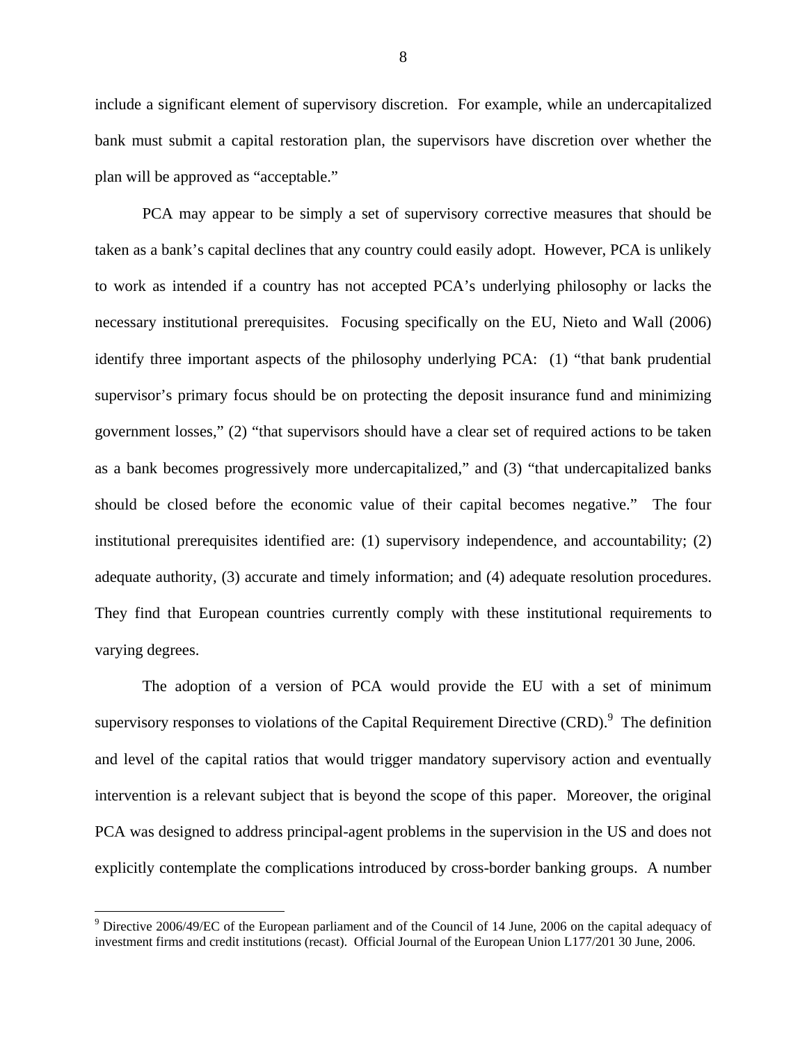include a significant element of supervisory discretion. For example, while an undercapitalized bank must submit a capital restoration plan, the supervisors have discretion over whether the plan will be approved as "acceptable."

PCA may appear to be simply a set of supervisory corrective measures that should be taken as a bank's capital declines that any country could easily adopt. However, PCA is unlikely to work as intended if a country has not accepted PCA's underlying philosophy or lacks the necessary institutional prerequisites. Focusing specifically on the EU, Nieto and Wall (2006) identify three important aspects of the philosophy underlying PCA: (1) "that bank prudential supervisor's primary focus should be on protecting the deposit insurance fund and minimizing government losses," (2) "that supervisors should have a clear set of required actions to be taken as a bank becomes progressively more undercapitalized," and (3) "that undercapitalized banks should be closed before the economic value of their capital becomes negative." The four institutional prerequisites identified are: (1) supervisory independence, and accountability; (2) adequate authority, (3) accurate and timely information; and (4) adequate resolution procedures. They find that European countries currently comply with these institutional requirements to varying degrees.

The adoption of a version of PCA would provide the EU with a set of minimum supervisory responses to violations of the Capital Requirement Directive (CRD).[9] The definition and level of the capital ratios that would trigger mandatory supervisory action and eventually intervention is a relevant subject that is beyond the scope of this paper. Moreover, the original PCA was designed to address principal-agent problems in the supervision in the US and does not explicitly contemplate the complications introduced by cross-border banking groups. A number

[9] Directive 2006/49/EC of the European parliament and of the Council of 14 June, 2006 on the capital adequacy of investment firms and credit institutions (recast). Official Journal of the European Union L177/201 30 June, 2006.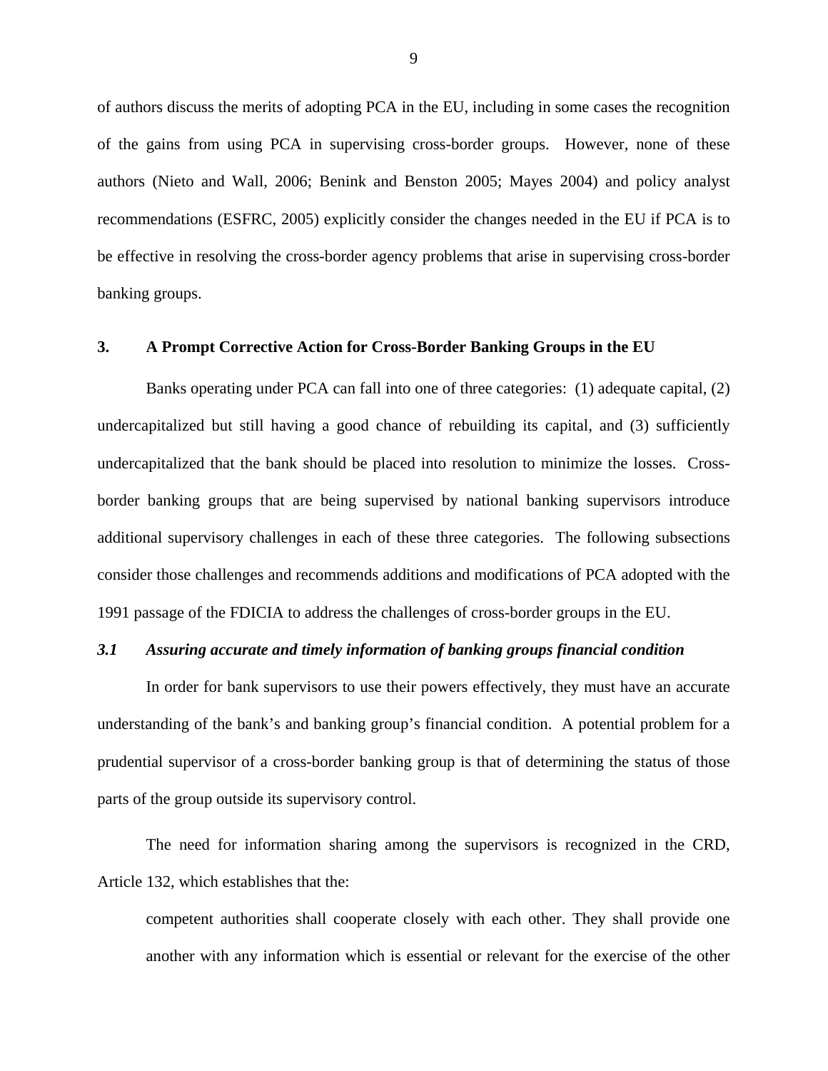of authors discuss the merits of adopting PCA in the EU, including in some cases the recognition of the gains from using PCA in supervising cross-border groups. However, none of these authors (Nieto and Wall, 2006; Benink and Benston 2005; Mayes 2004) and policy analyst recommendations (ESFRC, 2005) explicitly consider the changes needed in the EU if PCA is to be effective in resolving the cross-border agency problems that arise in supervising cross-border banking groups.

## 3. A Prompt Corrective Action for Cross-Border Banking Groups in the EU

Banks operating under PCA can fall into one of three categories: (1) adequate capital, (2) undercapitalized but still having a good chance of rebuilding its capital, and (3) sufficiently undercapitalized that the bank should be placed into resolution to minimize the losses. Cross-border banking groups that are being supervised by national banking supervisors introduce additional supervisory challenges in each of these three categories. The following subsections consider those challenges and recommends additions and modifications of PCA adopted with the 1991 passage of the FDICIA to address the challenges of cross-border groups in the EU.

### *3.1 Assuring accurate and timely information of banking groups financial condition*

In order for bank supervisors to use their powers effectively, they must have an accurate understanding of the bank's and banking group's financial condition. A potential problem for a prudential supervisor of a cross-border banking group is that of determining the status of those parts of the group outside its supervisory control.

The need for information sharing among the supervisors is recognized in the CRD, Article 132, which establishes that the:

> competent authorities shall cooperate closely with each other. They shall provide one another with any information which is essential or relevant for the exercise of the other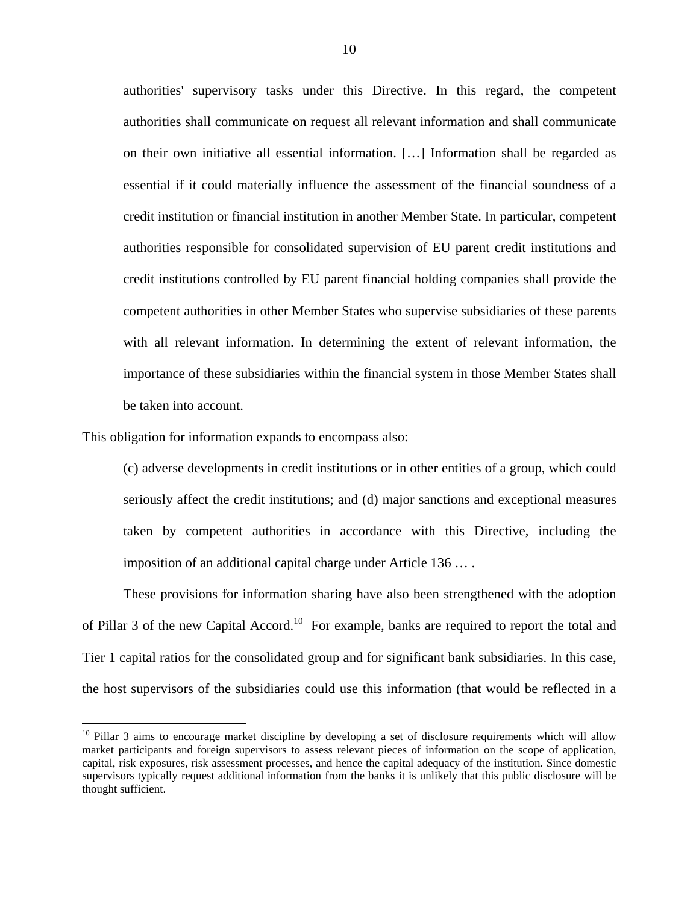> authorities' supervisory tasks under this Directive. In this regard, the competent authorities shall communicate on request all relevant information and shall communicate on their own initiative all essential information. […] Information shall be regarded as essential if it could materially influence the assessment of the financial soundness of a credit institution or financial institution in another Member State. In particular, competent authorities responsible for consolidated supervision of EU parent credit institutions and credit institutions controlled by EU parent financial holding companies shall provide the competent authorities in other Member States who supervise subsidiaries of these parents with all relevant information. In determining the extent of relevant information, the importance of these subsidiaries within the financial system in those Member States shall be taken into account.

This obligation for information expands to encompass also:

> (c) adverse developments in credit institutions or in other entities of a group, which could seriously affect the credit institutions; and (d) major sanctions and exceptional measures taken by competent authorities in accordance with this Directive, including the imposition of an additional capital charge under Article 136 … .

These provisions for information sharing have also been strengthened with the adoption of Pillar 3 of the new Capital Accord.[10] For example, banks are required to report the total and Tier 1 capital ratios for the consolidated group and for significant bank subsidiaries. In this case, the host supervisors of the subsidiaries could use this information (that would be reflected in a

[10] Pillar 3 aims to encourage market discipline by developing a set of disclosure requirements which will allow market participants and foreign supervisors to assess relevant pieces of information on the scope of application, capital, risk exposures, risk assessment processes, and hence the capital adequacy of the institution. Since domestic supervisors typically request additional information from the banks it is unlikely that this public disclosure will be thought sufficient.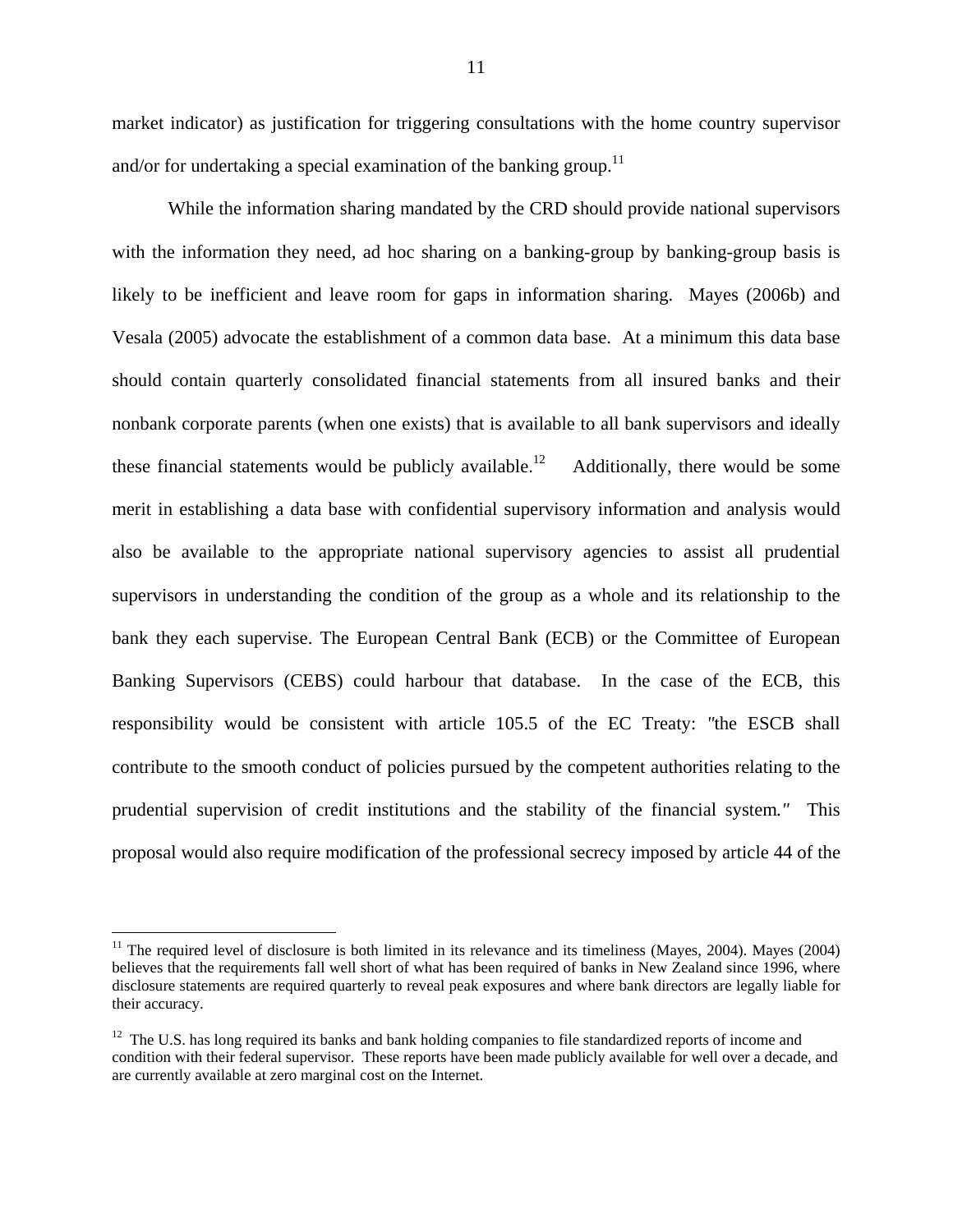market indicator) as justification for triggering consultations with the home country supervisor and/or for undertaking a special examination of the banking group.[11]

While the information sharing mandated by the CRD should provide national supervisors with the information they need, ad hoc sharing on a banking-group by banking-group basis is likely to be inefficient and leave room for gaps in information sharing. Mayes (2006b) and Vesala (2005) advocate the establishment of a common data base. At a minimum this data base should contain quarterly consolidated financial statements from all insured banks and their nonbank corporate parents (when one exists) that is available to all bank supervisors and ideally these financial statements would be publicly available.[12] Additionally, there would be some merit in establishing a data base with confidential supervisory information and analysis would also be available to the appropriate national supervisory agencies to assist all prudential supervisors in understanding the condition of the group as a whole and its relationship to the bank they each supervise. The European Central Bank (ECB) or the Committee of European Banking Supervisors (CEBS) could harbour that database. In the case of the ECB, this responsibility would be consistent with article 105.5 of the EC Treaty: "the ESCB shall contribute to the smooth conduct of policies pursued by the competent authorities relating to the prudential supervision of credit institutions and the stability of the financial system." This proposal would also require modification of the professional secrecy imposed by article 44 of the

[11] The required level of disclosure is both limited in its relevance and its timeliness (Mayes, 2004). Mayes (2004) believes that the requirements fall well short of what has been required of banks in New Zealand since 1996, where disclosure statements are required quarterly to reveal peak exposures and where bank directors are legally liable for their accuracy.

[12] The U.S. has long required its banks and bank holding companies to file standardized reports of income and condition with their federal supervisor. These reports have been made publicly available for well over a decade, and are currently available at zero marginal cost on the Internet.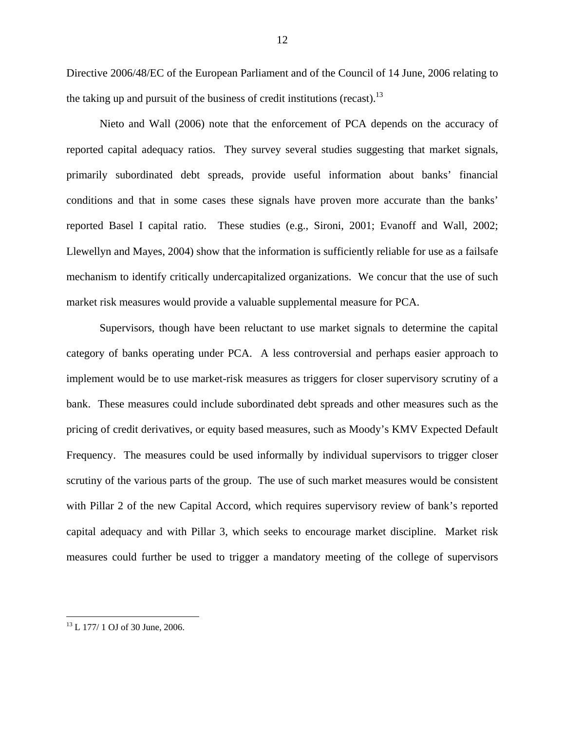Directive 2006/48/EC of the European Parliament and of the Council of 14 June, 2006 relating to the taking up and pursuit of the business of credit institutions (recast).[13]

Nieto and Wall (2006) note that the enforcement of PCA depends on the accuracy of reported capital adequacy ratios. They survey several studies suggesting that market signals, primarily subordinated debt spreads, provide useful information about banks' financial conditions and that in some cases these signals have proven more accurate than the banks' reported Basel I capital ratio. These studies (e.g., Sironi, 2001; Evanoff and Wall, 2002; Llewellyn and Mayes, 2004) show that the information is sufficiently reliable for use as a failsafe mechanism to identify critically undercapitalized organizations. We concur that the use of such market risk measures would provide a valuable supplemental measure for PCA.

Supervisors, though have been reluctant to use market signals to determine the capital category of banks operating under PCA. A less controversial and perhaps easier approach to implement would be to use market-risk measures as triggers for closer supervisory scrutiny of a bank. These measures could include subordinated debt spreads and other measures such as the pricing of credit derivatives, or equity based measures, such as Moody's KMV Expected Default Frequency. The measures could be used informally by individual supervisors to trigger closer scrutiny of the various parts of the group. The use of such market measures would be consistent with Pillar 2 of the new Capital Accord, which requires supervisory review of bank's reported capital adequacy and with Pillar 3, which seeks to encourage market discipline. Market risk measures could further be used to trigger a mandatory meeting of the college of supervisors

[13] L 177/ 1 OJ of 30 June, 2006.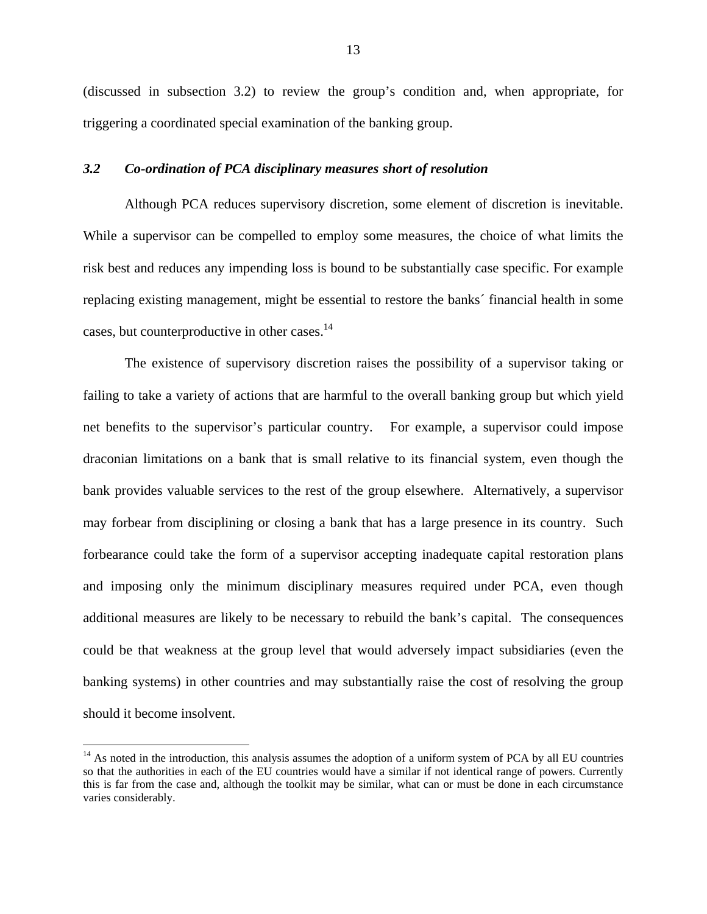(discussed in subsection 3.2) to review the group's condition and, when appropriate, for triggering a coordinated special examination of the banking group.

### *3.2 Co-ordination of PCA disciplinary measures short of resolution*

Although PCA reduces supervisory discretion, some element of discretion is inevitable. While a supervisor can be compelled to employ some measures, the choice of what limits the risk best and reduces any impending loss is bound to be substantially case specific. For example replacing existing management, might be essential to restore the banks´ financial health in some cases, but counterproductive in other cases.[14]

The existence of supervisory discretion raises the possibility of a supervisor taking or failing to take a variety of actions that are harmful to the overall banking group but which yield net benefits to the supervisor's particular country. For example, a supervisor could impose draconian limitations on a bank that is small relative to its financial system, even though the bank provides valuable services to the rest of the group elsewhere. Alternatively, a supervisor may forbear from disciplining or closing a bank that has a large presence in its country. Such forbearance could take the form of a supervisor accepting inadequate capital restoration plans and imposing only the minimum disciplinary measures required under PCA, even though additional measures are likely to be necessary to rebuild the bank's capital. The consequences could be that weakness at the group level that would adversely impact subsidiaries (even the banking systems) in other countries and may substantially raise the cost of resolving the group should it become insolvent.

---

[14] As noted in the introduction, this analysis assumes the adoption of a uniform system of PCA by all EU countries so that the authorities in each of the EU countries would have a similar if not identical range of powers. Currently this is far from the case and, although the toolkit may be similar, what can or must be done in each circumstance varies considerably.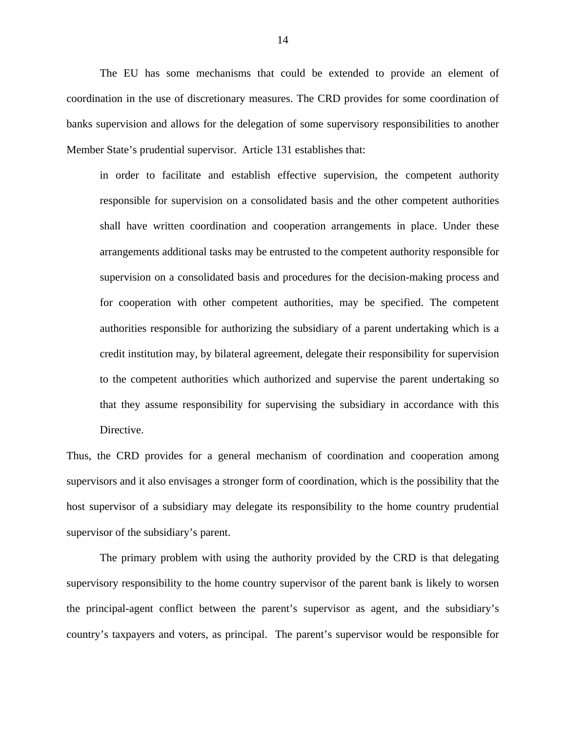The EU has some mechanisms that could be extended to provide an element of coordination in the use of discretionary measures. The CRD provides for some coordination of banks supervision and allows for the delegation of some supervisory responsibilities to another Member State's prudential supervisor. Article 131 establishes that:

> in order to facilitate and establish effective supervision, the competent authority responsible for supervision on a consolidated basis and the other competent authorities shall have written coordination and cooperation arrangements in place. Under these arrangements additional tasks may be entrusted to the competent authority responsible for supervision on a consolidated basis and procedures for the decision-making process and for cooperation with other competent authorities, may be specified. The competent authorities responsible for authorizing the subsidiary of a parent undertaking which is a credit institution may, by bilateral agreement, delegate their responsibility for supervision to the competent authorities which authorized and supervise the parent undertaking so that they assume responsibility for supervising the subsidiary in accordance with this Directive.

Thus, the CRD provides for a general mechanism of coordination and cooperation among supervisors and it also envisages a stronger form of coordination, which is the possibility that the host supervisor of a subsidiary may delegate its responsibility to the home country prudential supervisor of the subsidiary's parent.

The primary problem with using the authority provided by the CRD is that delegating supervisory responsibility to the home country supervisor of the parent bank is likely to worsen the principal-agent conflict between the parent's supervisor as agent, and the subsidiary's country's taxpayers and voters, as principal. The parent's supervisor would be responsible for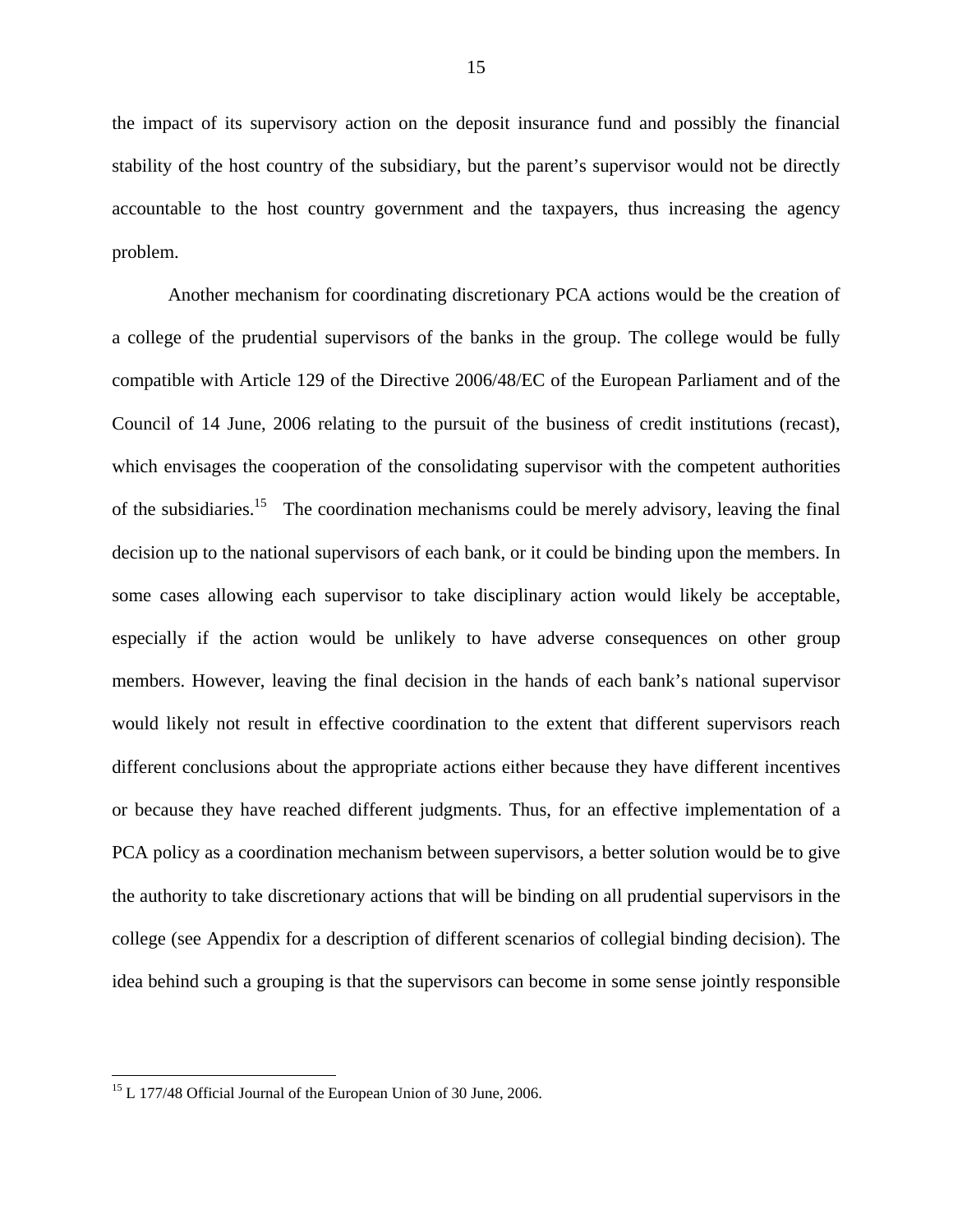the impact of its supervisory action on the deposit insurance fund and possibly the financial stability of the host country of the subsidiary, but the parent's supervisor would not be directly accountable to the host country government and the taxpayers, thus increasing the agency problem.

Another mechanism for coordinating discretionary PCA actions would be the creation of a college of the prudential supervisors of the banks in the group. The college would be fully compatible with Article 129 of the Directive 2006/48/EC of the European Parliament and of the Council of 14 June, 2006 relating to the pursuit of the business of credit institutions (recast), which envisages the cooperation of the consolidating supervisor with the competent authorities of the subsidiaries.[15] The coordination mechanisms could be merely advisory, leaving the final decision up to the national supervisors of each bank, or it could be binding upon the members. In some cases allowing each supervisor to take disciplinary action would likely be acceptable, especially if the action would be unlikely to have adverse consequences on other group members. However, leaving the final decision in the hands of each bank's national supervisor would likely not result in effective coordination to the extent that different supervisors reach different conclusions about the appropriate actions either because they have different incentives or because they have reached different judgments. Thus, for an effective implementation of a PCA policy as a coordination mechanism between supervisors, a better solution would be to give the authority to take discretionary actions that will be binding on all prudential supervisors in the college (see Appendix for a description of different scenarios of collegial binding decision). The idea behind such a grouping is that the supervisors can become in some sense jointly responsible

---

[15] L 177/48 Official Journal of the European Union of 30 June, 2006.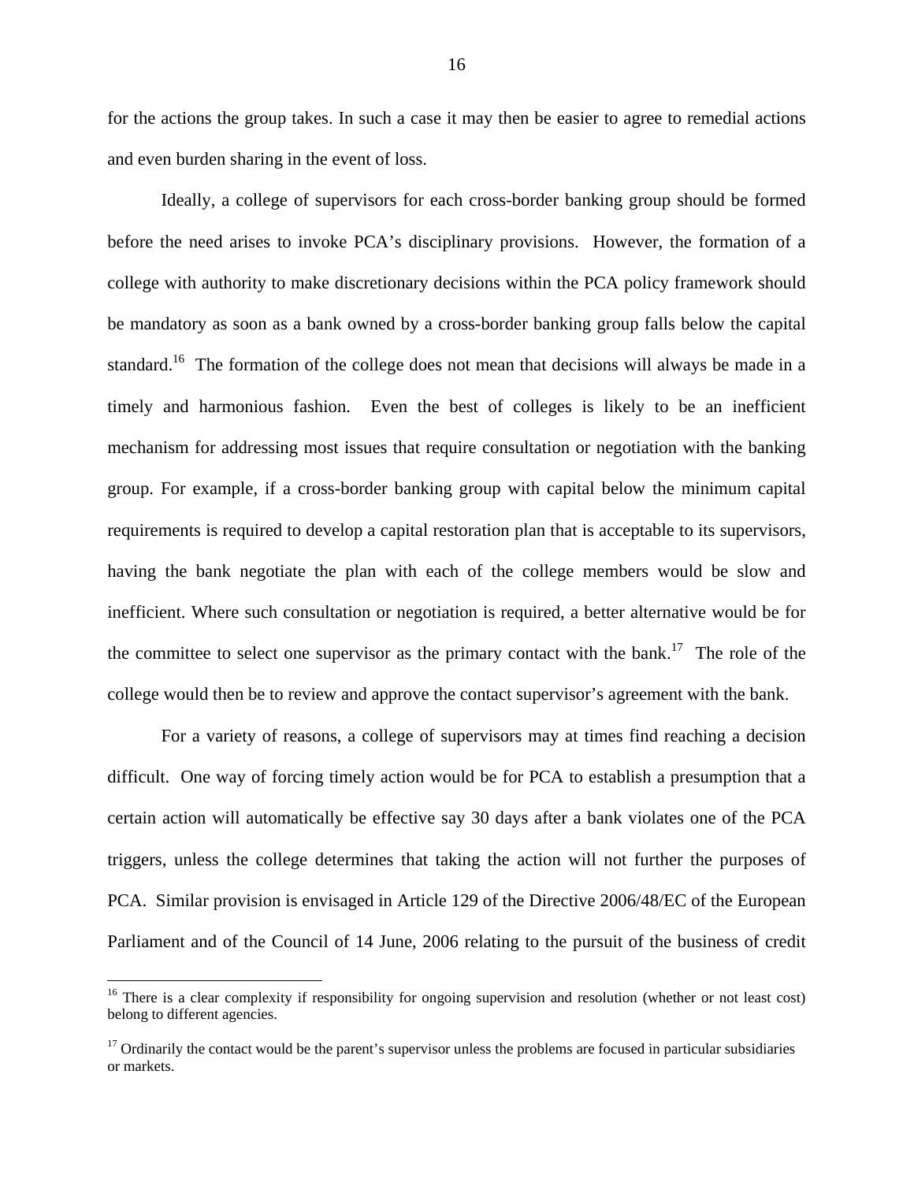for the actions the group takes. In such a case it may then be easier to agree to remedial actions and even burden sharing in the event of loss.

Ideally, a college of supervisors for each cross-border banking group should be formed before the need arises to invoke PCA's disciplinary provisions. However, the formation of a college with authority to make discretionary decisions within the PCA policy framework should be mandatory as soon as a bank owned by a cross-border banking group falls below the capital standard.[16] The formation of the college does not mean that decisions will always be made in a timely and harmonious fashion. Even the best of colleges is likely to be an inefficient mechanism for addressing most issues that require consultation or negotiation with the banking group. For example, if a cross-border banking group with capital below the minimum capital requirements is required to develop a capital restoration plan that is acceptable to its supervisors, having the bank negotiate the plan with each of the college members would be slow and inefficient. Where such consultation or negotiation is required, a better alternative would be for the committee to select one supervisor as the primary contact with the bank.[17] The role of the college would then be to review and approve the contact supervisor's agreement with the bank.

For a variety of reasons, a college of supervisors may at times find reaching a decision difficult. One way of forcing timely action would be for PCA to establish a presumption that a certain action will automatically be effective say 30 days after a bank violates one of the PCA triggers, unless the college determines that taking the action will not further the purposes of PCA. Similar provision is envisaged in Article 129 of the Directive 2006/48/EC of the European Parliament and of the Council of 14 June, 2006 relating to the pursuit of the business of credit

[16] There is a clear complexity if responsibility for ongoing supervision and resolution (whether or not least cost) belong to different agencies.

[17] Ordinarily the contact would be the parent's supervisor unless the problems are focused in particular subsidiaries or markets.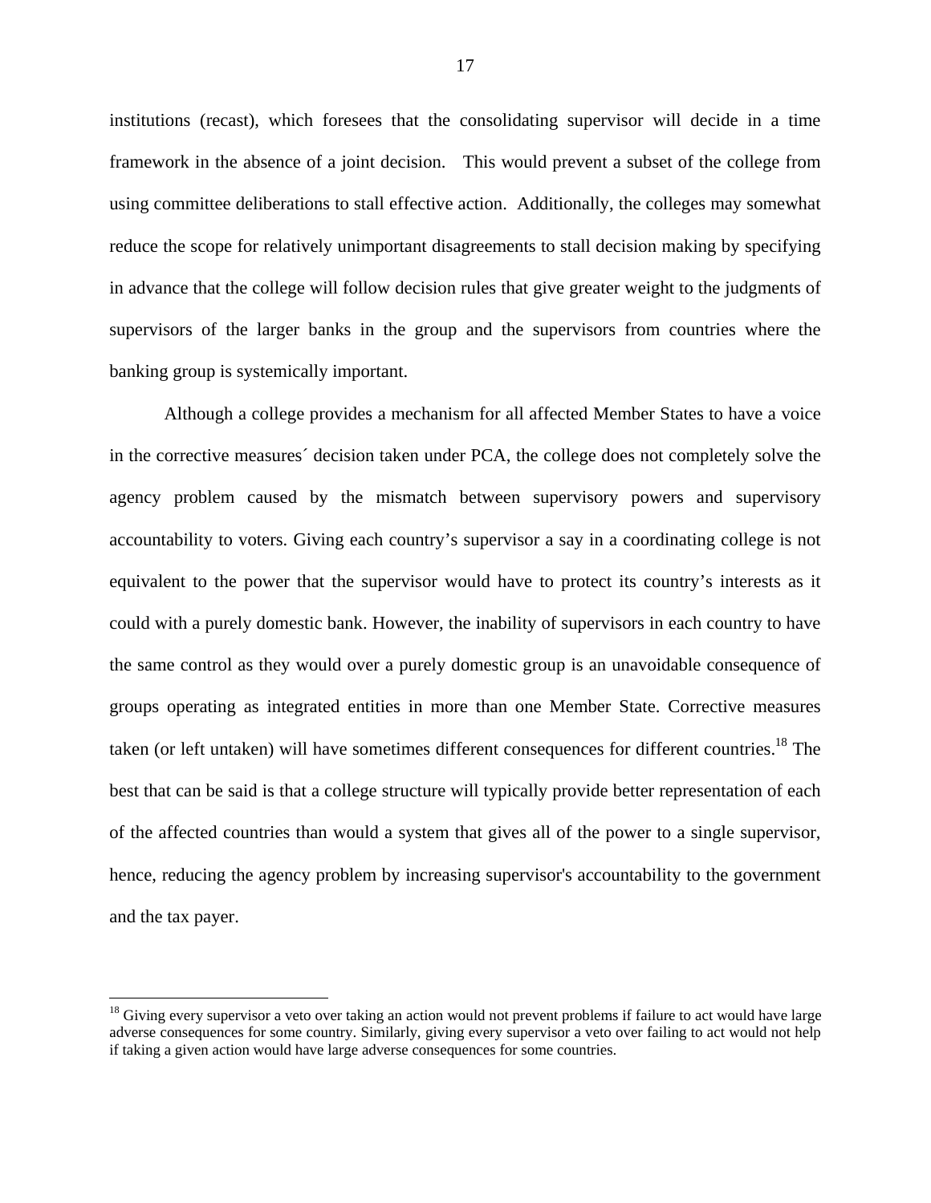institutions (recast), which foresees that the consolidating supervisor will decide in a time framework in the absence of a joint decision. This would prevent a subset of the college from using committee deliberations to stall effective action. Additionally, the colleges may somewhat reduce the scope for relatively unimportant disagreements to stall decision making by specifying in advance that the college will follow decision rules that give greater weight to the judgments of supervisors of the larger banks in the group and the supervisors from countries where the banking group is systemically important.

Although a college provides a mechanism for all affected Member States to have a voice in the corrective measures´ decision taken under PCA, the college does not completely solve the agency problem caused by the mismatch between supervisory powers and supervisory accountability to voters. Giving each country’s supervisor a say in a coordinating college is not equivalent to the power that the supervisor would have to protect its country’s interests as it could with a purely domestic bank. However, the inability of supervisors in each country to have the same control as they would over a purely domestic group is an unavoidable consequence of groups operating as integrated entities in more than one Member State. Corrective measures taken (or left untaken) will have sometimes different consequences for different countries.[18] The best that can be said is that a college structure will typically provide better representation of each of the affected countries than would a system that gives all of the power to a single supervisor, hence, reducing the agency problem by increasing supervisor's accountability to the government and the tax payer.

[18] Giving every supervisor a veto over taking an action would not prevent problems if failure to act would have large adverse consequences for some country. Similarly, giving every supervisor a veto over failing to act would not help if taking a given action would have large adverse consequences for some countries.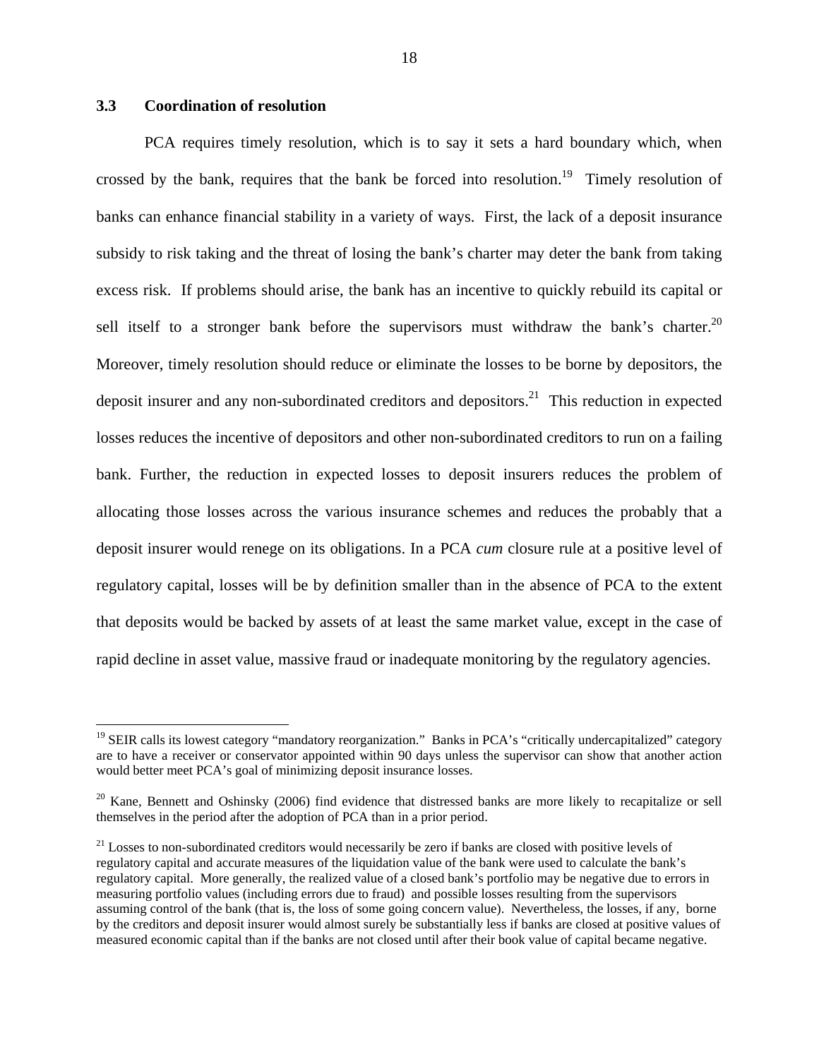### 3.3 Coordination of resolution

PCA requires timely resolution, which is to say it sets a hard boundary which, when crossed by the bank, requires that the bank be forced into resolution.[19] Timely resolution of banks can enhance financial stability in a variety of ways. First, the lack of a deposit insurance subsidy to risk taking and the threat of losing the bank's charter may deter the bank from taking excess risk. If problems should arise, the bank has an incentive to quickly rebuild its capital or sell itself to a stronger bank before the supervisors must withdraw the bank's charter.[20] Moreover, timely resolution should reduce or eliminate the losses to be borne by depositors, the deposit insurer and any non-subordinated creditors and depositors.[21] This reduction in expected losses reduces the incentive of depositors and other non-subordinated creditors to run on a failing bank. Further, the reduction in expected losses to deposit insurers reduces the problem of allocating those losses across the various insurance schemes and reduces the probably that a deposit insurer would renege on its obligations. In a PCA *cum* closure rule at a positive level of regulatory capital, losses will be by definition smaller than in the absence of PCA to the extent that deposits would be backed by assets of at least the same market value, except in the case of rapid decline in asset value, massive fraud or inadequate monitoring by the regulatory agencies.

---

[19] SEIR calls its lowest category "mandatory reorganization." Banks in PCA's "critically undercapitalized" category are to have a receiver or conservator appointed within 90 days unless the supervisor can show that another action would better meet PCA's goal of minimizing deposit insurance losses.

[20] Kane, Bennett and Oshinsky (2006) find evidence that distressed banks are more likely to recapitalize or sell themselves in the period after the adoption of PCA than in a prior period.

[21] Losses to non-subordinated creditors would necessarily be zero if banks are closed with positive levels of regulatory capital and accurate measures of the liquidation value of the bank were used to calculate the bank's regulatory capital. More generally, the realized value of a closed bank's portfolio may be negative due to errors in measuring portfolio values (including errors due to fraud) and possible losses resulting from the supervisors assuming control of the bank (that is, the loss of some going concern value). Nevertheless, the losses, if any, borne by the creditors and deposit insurer would almost surely be substantially less if banks are closed at positive values of measured economic capital than if the banks are not closed until after their book value of capital became negative.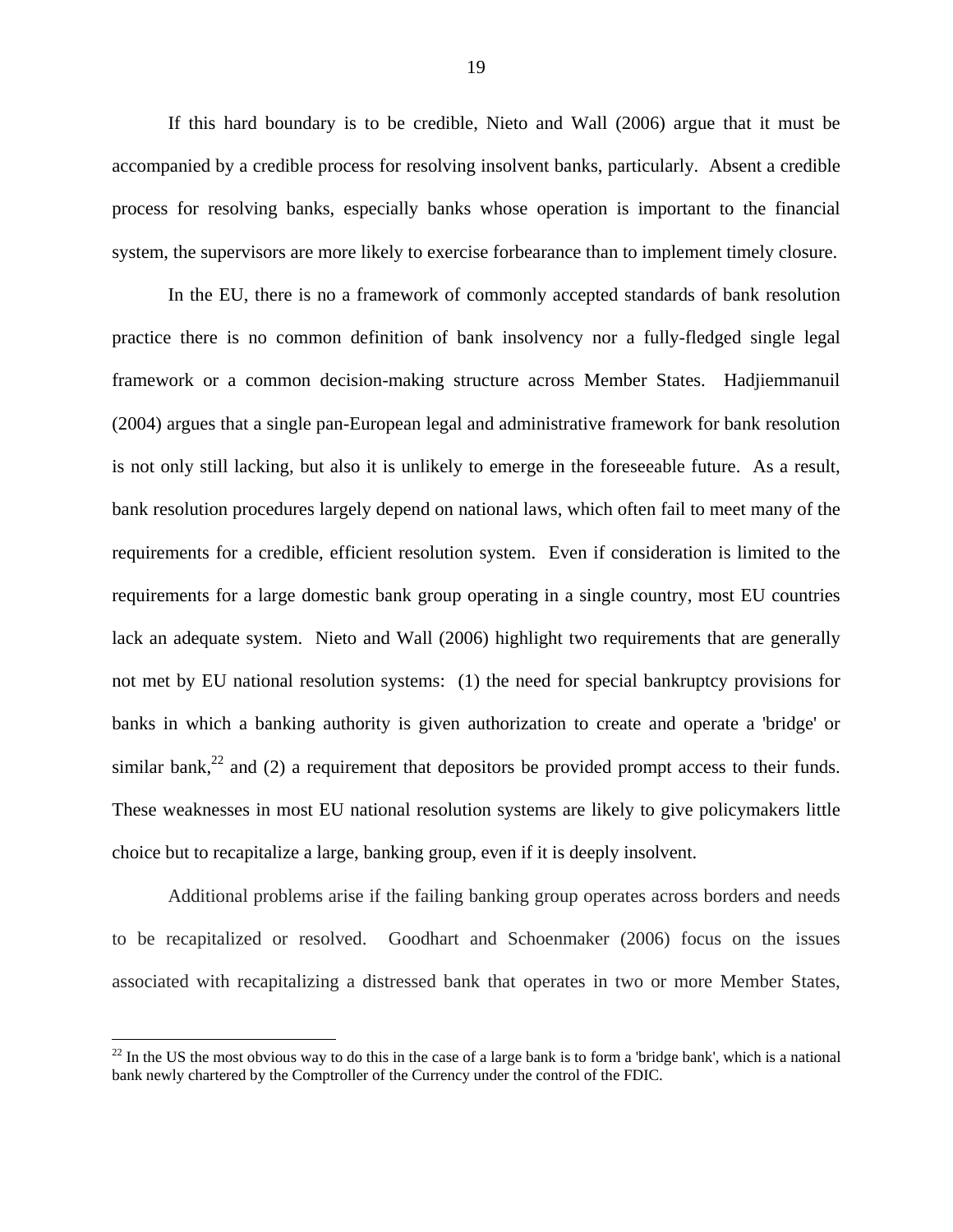If this hard boundary is to be credible, Nieto and Wall (2006) argue that it must be accompanied by a credible process for resolving insolvent banks, particularly. Absent a credible process for resolving banks, especially banks whose operation is important to the financial system, the supervisors are more likely to exercise forbearance than to implement timely closure.

In the EU, there is no a framework of commonly accepted standards of bank resolution practice there is no common definition of bank insolvency nor a fully-fledged single legal framework or a common decision-making structure across Member States. Hadjiemmanuil (2004) argues that a single pan-European legal and administrative framework for bank resolution is not only still lacking, but also it is unlikely to emerge in the foreseeable future. As a result, bank resolution procedures largely depend on national laws, which often fail to meet many of the requirements for a credible, efficient resolution system. Even if consideration is limited to the requirements for a large domestic bank group operating in a single country, most EU countries lack an adequate system. Nieto and Wall (2006) highlight two requirements that are generally not met by EU national resolution systems: (1) the need for special bankruptcy provisions for banks in which a banking authority is given authorization to create and operate a 'bridge' or similar bank,[22] and (2) a requirement that depositors be provided prompt access to their funds. These weaknesses in most EU national resolution systems are likely to give policymakers little choice but to recapitalize a large, banking group, even if it is deeply insolvent.

Additional problems arise if the failing banking group operates across borders and needs to be recapitalized or resolved. Goodhart and Schoenmaker (2006) focus on the issues associated with recapitalizing a distressed bank that operates in two or more Member States,

---

[22] In the US the most obvious way to do this in the case of a large bank is to form a 'bridge bank', which is a national bank newly chartered by the Comptroller of the Currency under the control of the FDIC.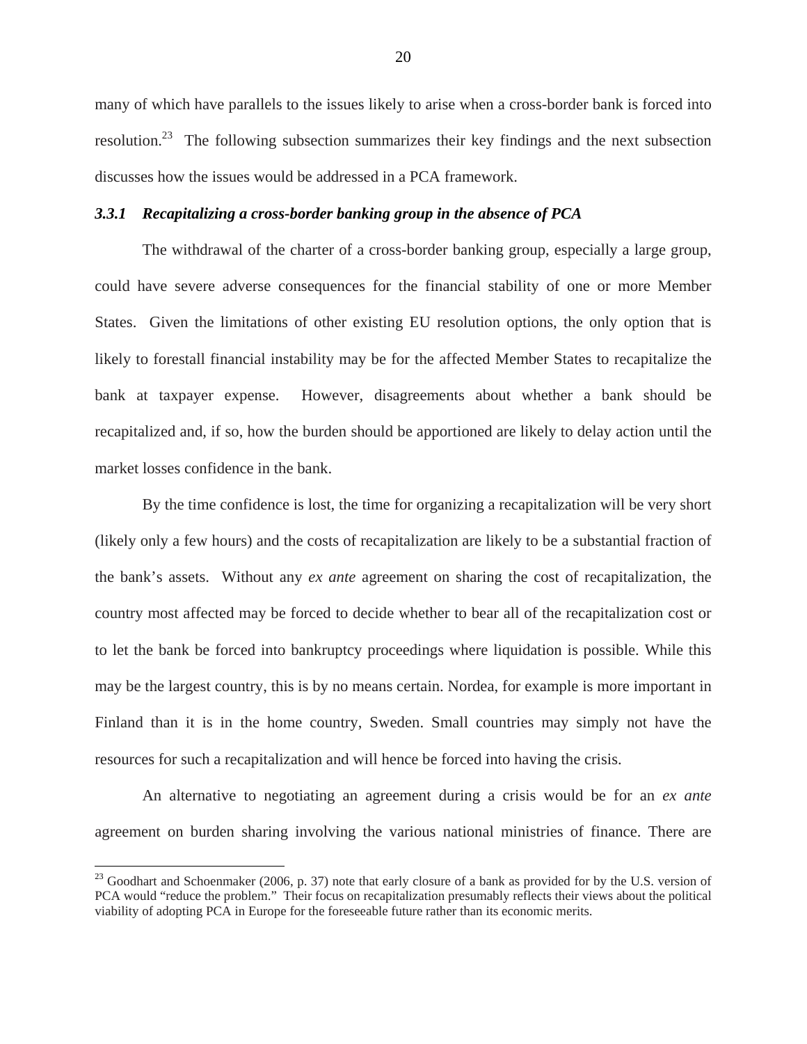many of which have parallels to the issues likely to arise when a cross-border bank is forced into resolution.[23] The following subsection summarizes their key findings and the next subsection discusses how the issues would be addressed in a PCA framework.

### *3.3.1 Recapitalizing a cross-border banking group in the absence of PCA*

The withdrawal of the charter of a cross-border banking group, especially a large group, could have severe adverse consequences for the financial stability of one or more Member States. Given the limitations of other existing EU resolution options, the only option that is likely to forestall financial instability may be for the affected Member States to recapitalize the bank at taxpayer expense. However, disagreements about whether a bank should be recapitalized and, if so, how the burden should be apportioned are likely to delay action until the market losses confidence in the bank.

By the time confidence is lost, the time for organizing a recapitalization will be very short (likely only a few hours) and the costs of recapitalization are likely to be a substantial fraction of the bank's assets. Without any *ex ante* agreement on sharing the cost of recapitalization, the country most affected may be forced to decide whether to bear all of the recapitalization cost or to let the bank be forced into bankruptcy proceedings where liquidation is possible. While this may be the largest country, this is by no means certain. Nordea, for example is more important in Finland than it is in the home country, Sweden. Small countries may simply not have the resources for such a recapitalization and will hence be forced into having the crisis.

An alternative to negotiating an agreement during a crisis would be for an *ex ante* agreement on burden sharing involving the various national ministries of finance. There are

[23] Goodhart and Schoenmaker (2006, p. 37) note that early closure of a bank as provided for by the U.S. version of PCA would "reduce the problem." Their focus on recapitalization presumably reflects their views about the political viability of adopting PCA in Europe for the foreseeable future rather than its economic merits.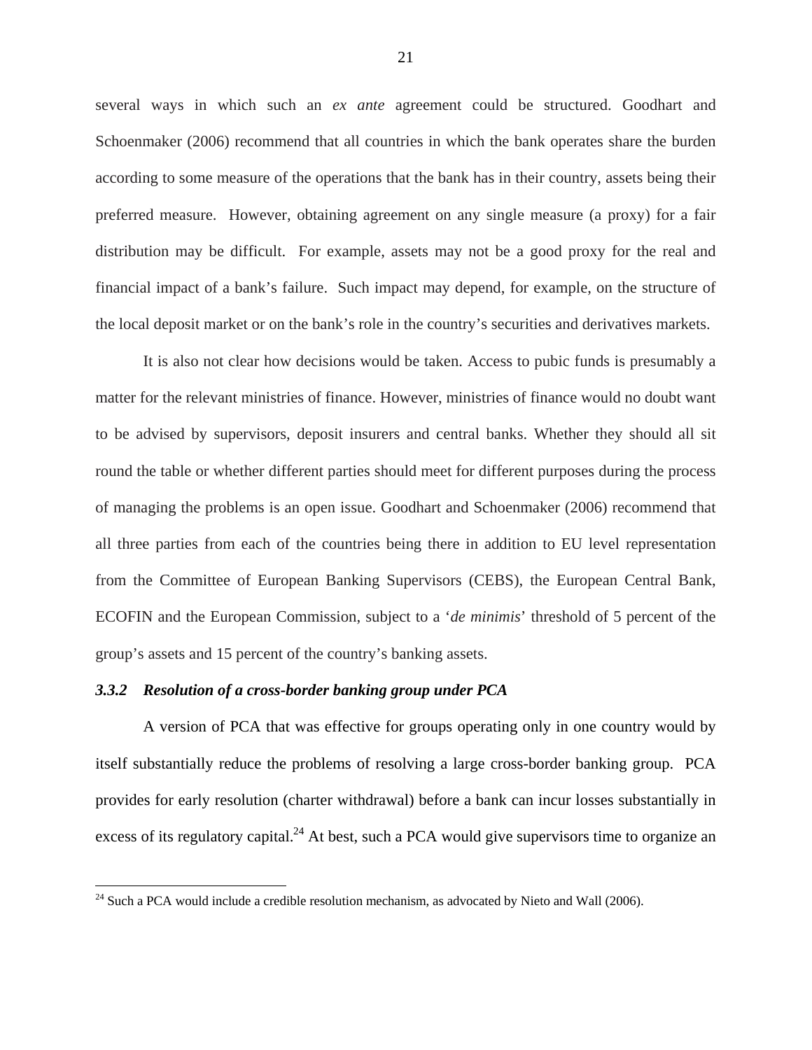several ways in which such an *ex ante* agreement could be structured. Goodhart and Schoenmaker (2006) recommend that all countries in which the bank operates share the burden according to some measure of the operations that the bank has in their country, assets being their preferred measure. However, obtaining agreement on any single measure (a proxy) for a fair distribution may be difficult. For example, assets may not be a good proxy for the real and financial impact of a bank's failure. Such impact may depend, for example, on the structure of the local deposit market or on the bank's role in the country's securities and derivatives markets.

It is also not clear how decisions would be taken. Access to pubic funds is presumably a matter for the relevant ministries of finance. However, ministries of finance would no doubt want to be advised by supervisors, deposit insurers and central banks. Whether they should all sit round the table or whether different parties should meet for different purposes during the process of managing the problems is an open issue. Goodhart and Schoenmaker (2006) recommend that all three parties from each of the countries being there in addition to EU level representation from the Committee of European Banking Supervisors (CEBS), the European Central Bank, ECOFIN and the European Commission, subject to a '*de minimis*' threshold of 5 percent of the group's assets and 15 percent of the country's banking assets.

### *3.3.2 Resolution of a cross-border banking group under PCA*

A version of PCA that was effective for groups operating only in one country would by itself substantially reduce the problems of resolving a large cross-border banking group. PCA provides for early resolution (charter withdrawal) before a bank can incur losses substantially in excess of its regulatory capital.[24] At best, such a PCA would give supervisors time to organize an

[24] Such a PCA would include a credible resolution mechanism, as advocated by Nieto and Wall (2006).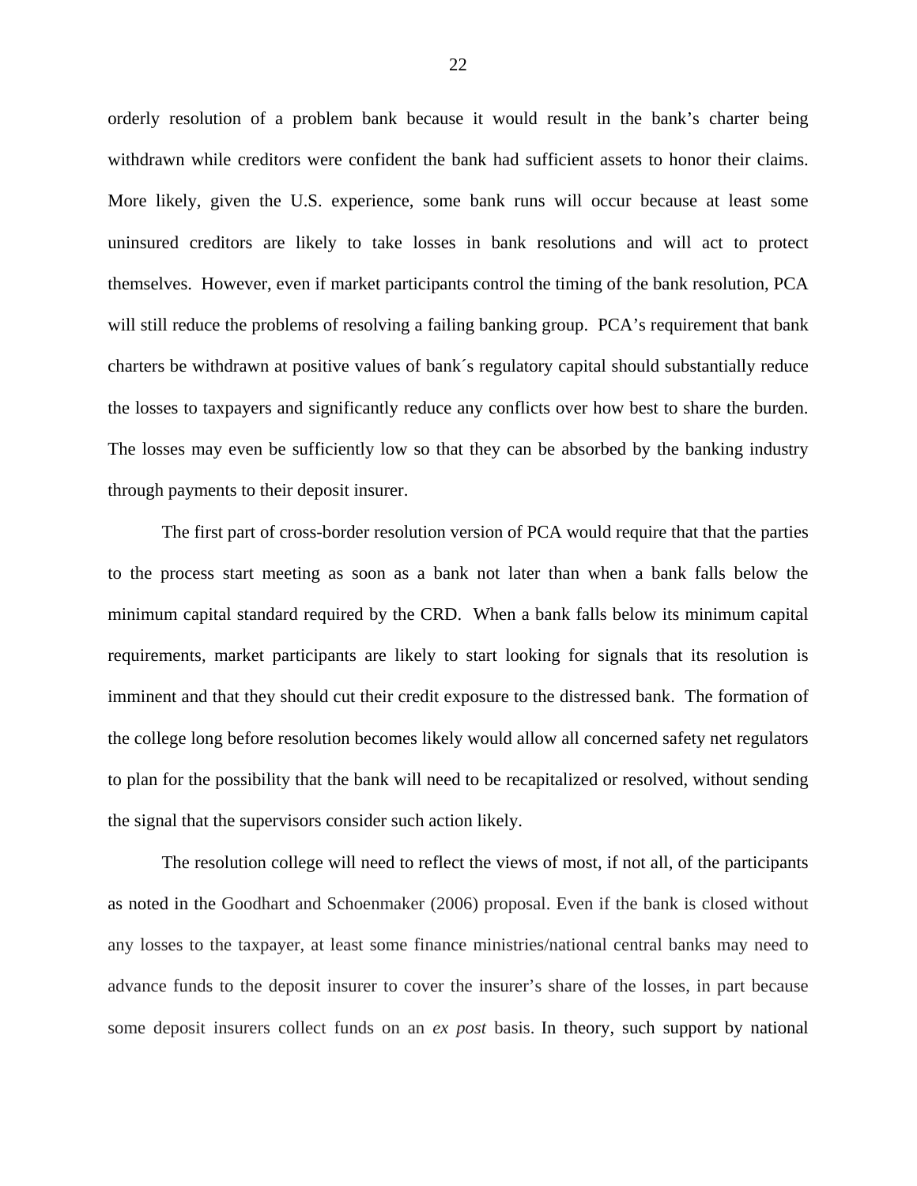orderly resolution of a problem bank because it would result in the bank's charter being withdrawn while creditors were confident the bank had sufficient assets to honor their claims. More likely, given the U.S. experience, some bank runs will occur because at least some uninsured creditors are likely to take losses in bank resolutions and will act to protect themselves. However, even if market participants control the timing of the bank resolution, PCA will still reduce the problems of resolving a failing banking group. PCA's requirement that bank charters be withdrawn at positive values of bank´s regulatory capital should substantially reduce the losses to taxpayers and significantly reduce any conflicts over how best to share the burden. The losses may even be sufficiently low so that they can be absorbed by the banking industry through payments to their deposit insurer.

The first part of cross-border resolution version of PCA would require that that the parties to the process start meeting as soon as a bank not later than when a bank falls below the minimum capital standard required by the CRD. When a bank falls below its minimum capital requirements, market participants are likely to start looking for signals that its resolution is imminent and that they should cut their credit exposure to the distressed bank. The formation of the college long before resolution becomes likely would allow all concerned safety net regulators to plan for the possibility that the bank will need to be recapitalized or resolved, without sending the signal that the supervisors consider such action likely.

The resolution college will need to reflect the views of most, if not all, of the participants as noted in the Goodhart and Schoenmaker (2006) proposal. Even if the bank is closed without any losses to the taxpayer, at least some finance ministries/national central banks may need to advance funds to the deposit insurer to cover the insurer's share of the losses, in part because some deposit insurers collect funds on an *ex post* basis. In theory, such support by national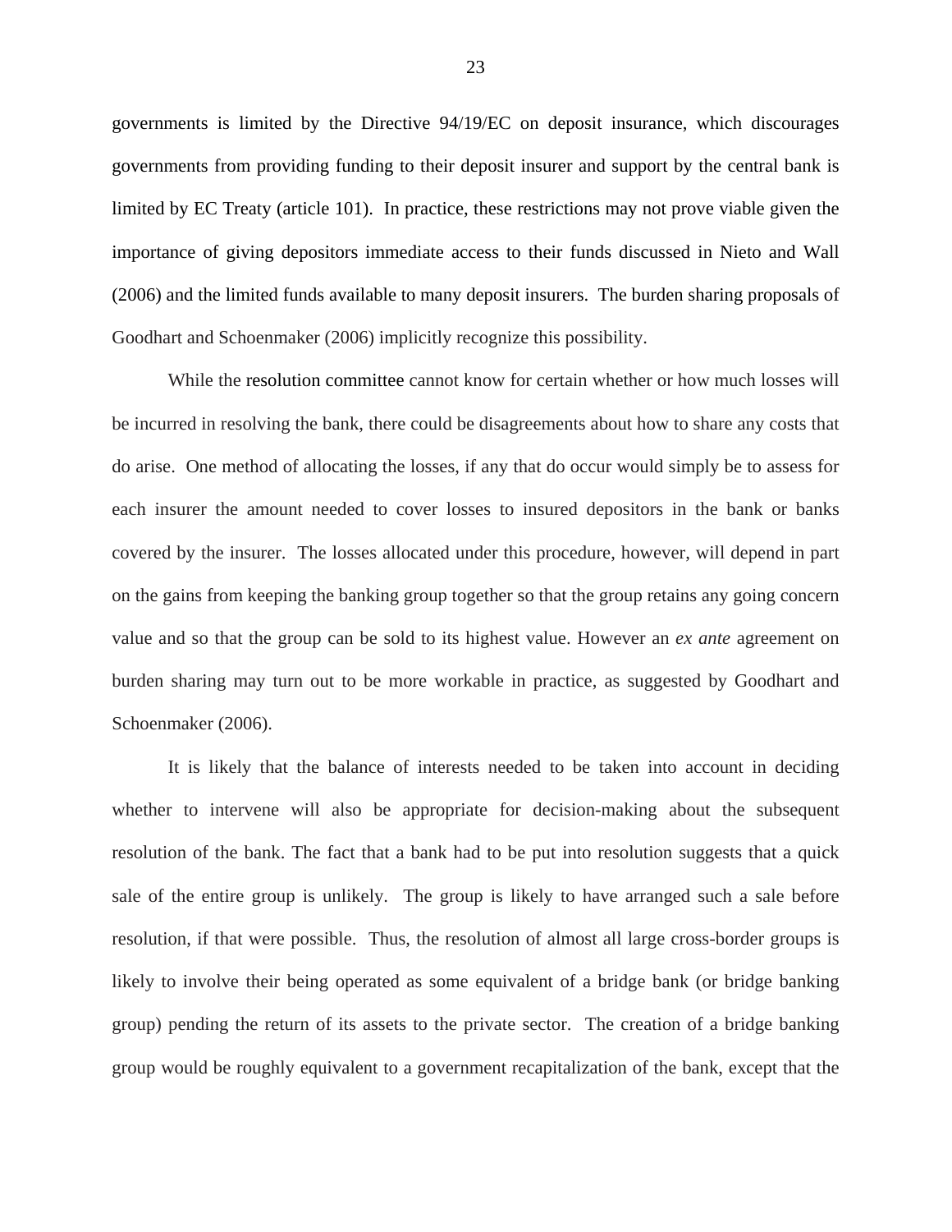governments is limited by the Directive 94/19/EC on deposit insurance, which discourages governments from providing funding to their deposit insurer and support by the central bank is limited by EC Treaty (article 101). In practice, these restrictions may not prove viable given the importance of giving depositors immediate access to their funds discussed in Nieto and Wall (2006) and the limited funds available to many deposit insurers. The burden sharing proposals of Goodhart and Schoenmaker (2006) implicitly recognize this possibility.

While the resolution committee cannot know for certain whether or how much losses will be incurred in resolving the bank, there could be disagreements about how to share any costs that do arise. One method of allocating the losses, if any that do occur would simply be to assess for each insurer the amount needed to cover losses to insured depositors in the bank or banks covered by the insurer. The losses allocated under this procedure, however, will depend in part on the gains from keeping the banking group together so that the group retains any going concern value and so that the group can be sold to its highest value. However an *ex ante* agreement on burden sharing may turn out to be more workable in practice, as suggested by Goodhart and Schoenmaker (2006).

It is likely that the balance of interests needed to be taken into account in deciding whether to intervene will also be appropriate for decision-making about the subsequent resolution of the bank. The fact that a bank had to be put into resolution suggests that a quick sale of the entire group is unlikely. The group is likely to have arranged such a sale before resolution, if that were possible. Thus, the resolution of almost all large cross-border groups is likely to involve their being operated as some equivalent of a bridge bank (or bridge banking group) pending the return of its assets to the private sector. The creation of a bridge banking group would be roughly equivalent to a government recapitalization of the bank, except that the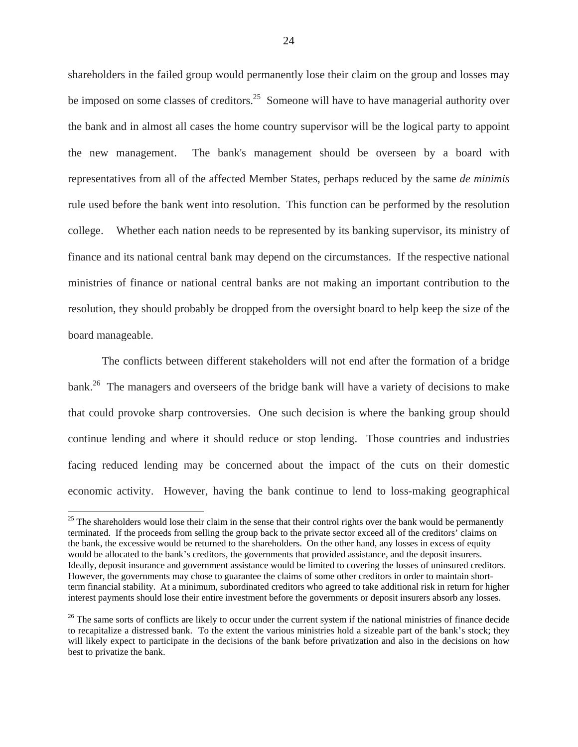shareholders in the failed group would permanently lose their claim on the group and losses may be imposed on some classes of creditors.[25] Someone will have to have managerial authority over the bank and in almost all cases the home country supervisor will be the logical party to appoint the new management. The bank's management should be overseen by a board with representatives from all of the affected Member States, perhaps reduced by the same *de minimis* rule used before the bank went into resolution. This function can be performed by the resolution college. Whether each nation needs to be represented by its banking supervisor, its ministry of finance and its national central bank may depend on the circumstances. If the respective national ministries of finance or national central banks are not making an important contribution to the resolution, they should probably be dropped from the oversight board to help keep the size of the board manageable.

The conflicts between different stakeholders will not end after the formation of a bridge bank.[26] The managers and overseers of the bridge bank will have a variety of decisions to make that could provoke sharp controversies. One such decision is where the banking group should continue lending and where it should reduce or stop lending. Those countries and industries facing reduced lending may be concerned about the impact of the cuts on their domestic economic activity. However, having the bank continue to lend to loss-making geographical

[25] The shareholders would lose their claim in the sense that their control rights over the bank would be permanently terminated. If the proceeds from selling the group back to the private sector exceed all of the creditors' claims on the bank, the excessive would be returned to the shareholders. On the other hand, any losses in excess of equity would be allocated to the bank's creditors, the governments that provided assistance, and the deposit insurers. Ideally, deposit insurance and government assistance would be limited to covering the losses of uninsured creditors. However, the governments may chose to guarantee the claims of some other creditors in order to maintain short-term financial stability. At a minimum, subordinated creditors who agreed to take additional risk in return for higher interest payments should lose their entire investment before the governments or deposit insurers absorb any losses.

[26] The same sorts of conflicts are likely to occur under the current system if the national ministries of finance decide to recapitalize a distressed bank. To the extent the various ministries hold a sizeable part of the bank's stock; they will likely expect to participate in the decisions of the bank before privatization and also in the decisions on how best to privatize the bank.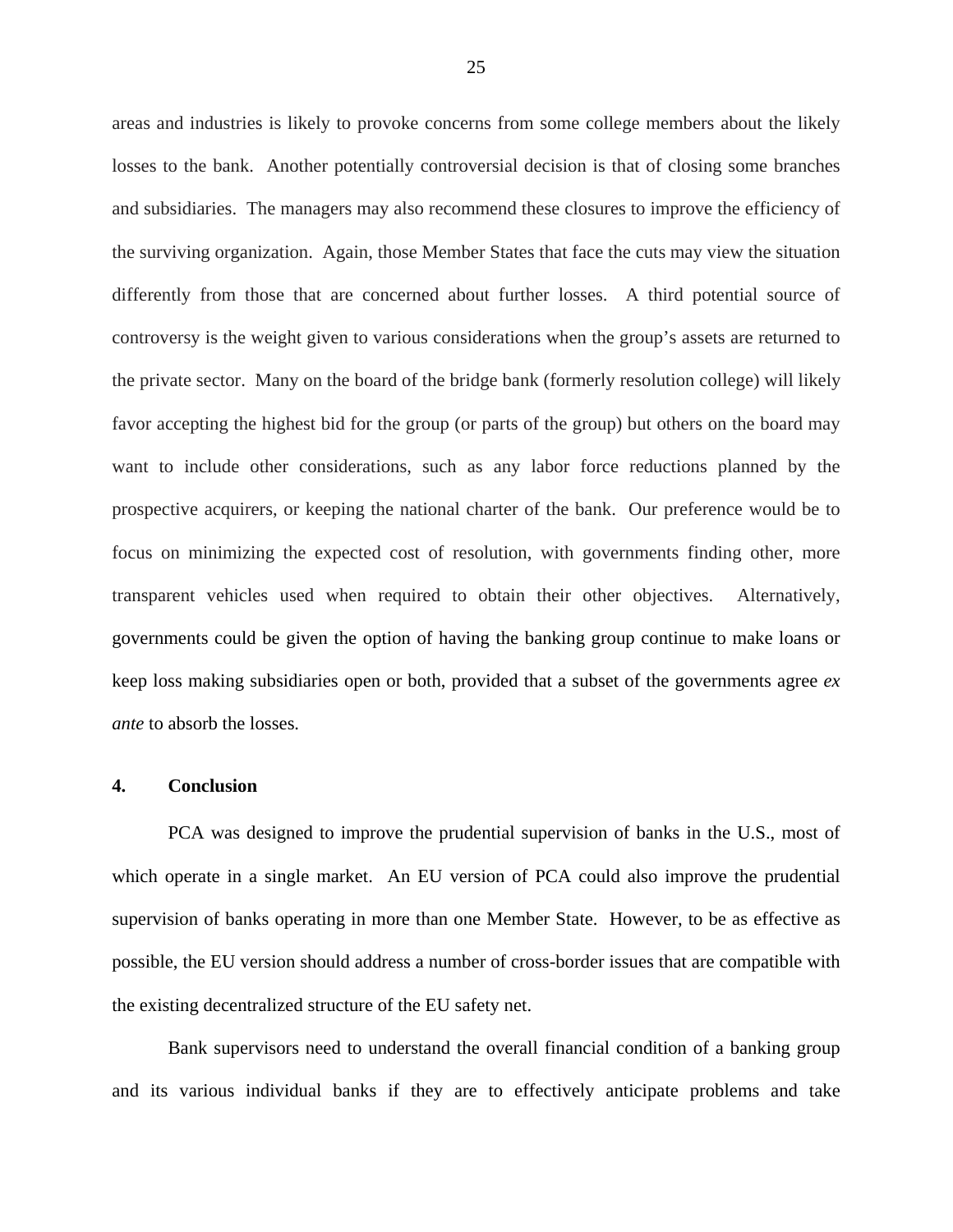areas and industries is likely to provoke concerns from some college members about the likely losses to the bank. Another potentially controversial decision is that of closing some branches and subsidiaries. The managers may also recommend these closures to improve the efficiency of the surviving organization. Again, those Member States that face the cuts may view the situation differently from those that are concerned about further losses. A third potential source of controversy is the weight given to various considerations when the group's assets are returned to the private sector. Many on the board of the bridge bank (formerly resolution college) will likely favor accepting the highest bid for the group (or parts of the group) but others on the board may want to include other considerations, such as any labor force reductions planned by the prospective acquirers, or keeping the national charter of the bank. Our preference would be to focus on minimizing the expected cost of resolution, with governments finding other, more transparent vehicles used when required to obtain their other objectives. Alternatively, governments could be given the option of having the banking group continue to make loans or keep loss making subsidiaries open or both, provided that a subset of the governments agree *ex ante* to absorb the losses.

## 4. Conclusion

PCA was designed to improve the prudential supervision of banks in the U.S., most of which operate in a single market. An EU version of PCA could also improve the prudential supervision of banks operating in more than one Member State. However, to be as effective as possible, the EU version should address a number of cross-border issues that are compatible with the existing decentralized structure of the EU safety net.

Bank supervisors need to understand the overall financial condition of a banking group and its various individual banks if they are to effectively anticipate problems and take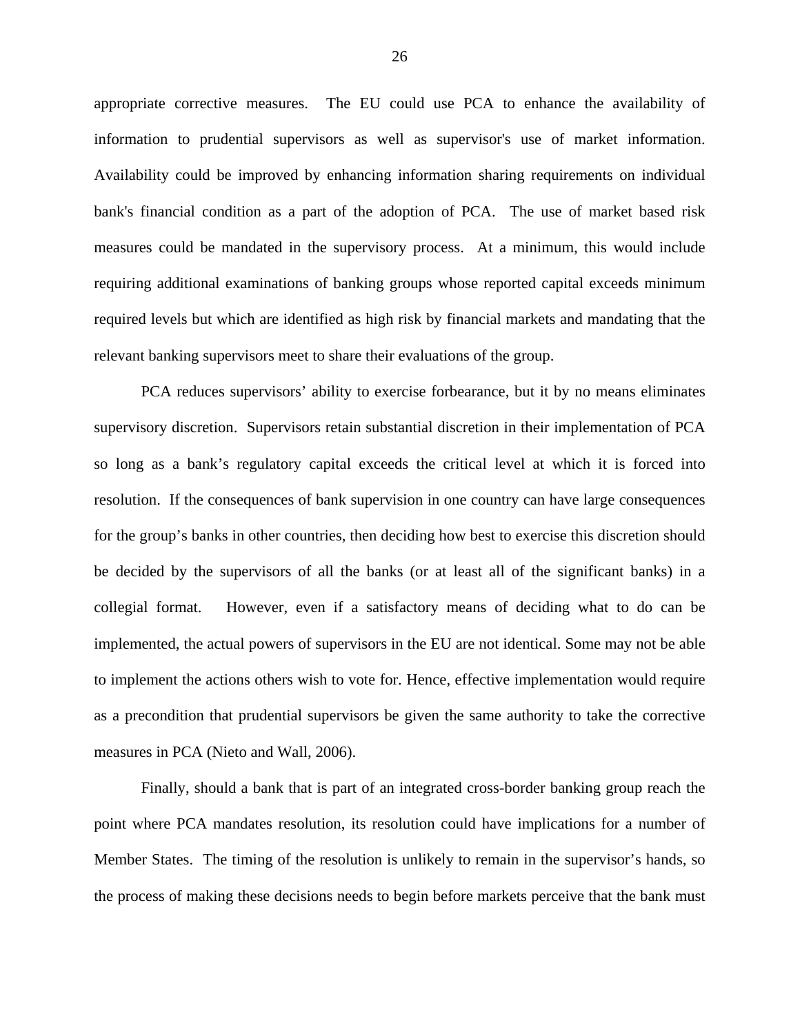appropriate corrective measures. The EU could use PCA to enhance the availability of information to prudential supervisors as well as supervisor's use of market information. Availability could be improved by enhancing information sharing requirements on individual bank's financial condition as a part of the adoption of PCA. The use of market based risk measures could be mandated in the supervisory process. At a minimum, this would include requiring additional examinations of banking groups whose reported capital exceeds minimum required levels but which are identified as high risk by financial markets and mandating that the relevant banking supervisors meet to share their evaluations of the group.

PCA reduces supervisors' ability to exercise forbearance, but it by no means eliminates supervisory discretion. Supervisors retain substantial discretion in their implementation of PCA so long as a bank's regulatory capital exceeds the critical level at which it is forced into resolution. If the consequences of bank supervision in one country can have large consequences for the group's banks in other countries, then deciding how best to exercise this discretion should be decided by the supervisors of all the banks (or at least all of the significant banks) in a collegial format. However, even if a satisfactory means of deciding what to do can be implemented, the actual powers of supervisors in the EU are not identical. Some may not be able to implement the actions others wish to vote for. Hence, effective implementation would require as a precondition that prudential supervisors be given the same authority to take the corrective measures in PCA (Nieto and Wall, 2006).

Finally, should a bank that is part of an integrated cross-border banking group reach the point where PCA mandates resolution, its resolution could have implications for a number of Member States. The timing of the resolution is unlikely to remain in the supervisor's hands, so the process of making these decisions needs to begin before markets perceive that the bank must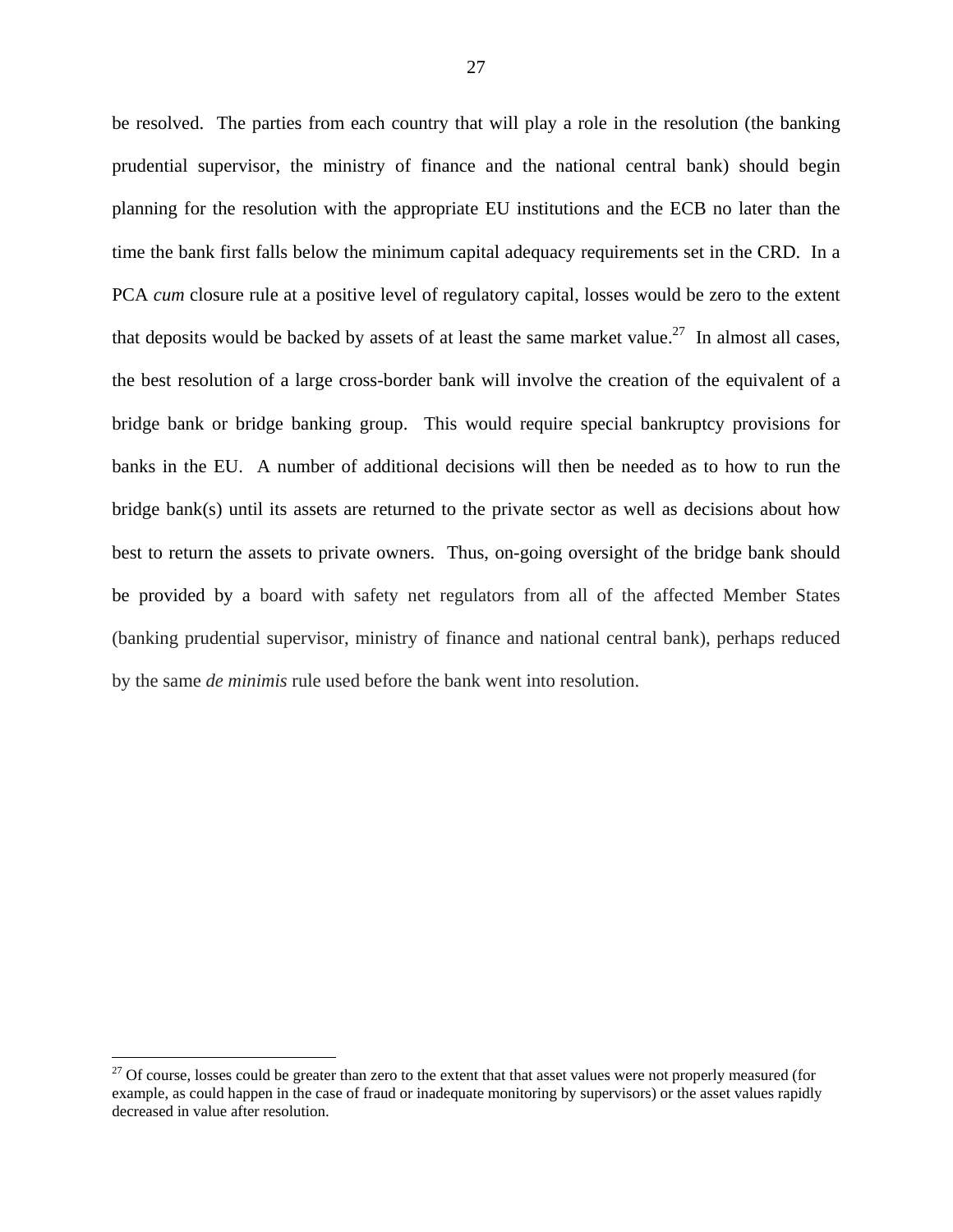be resolved. The parties from each country that will play a role in the resolution (the banking prudential supervisor, the ministry of finance and the national central bank) should begin planning for the resolution with the appropriate EU institutions and the ECB no later than the time the bank first falls below the minimum capital adequacy requirements set in the CRD. In a PCA *cum* closure rule at a positive level of regulatory capital, losses would be zero to the extent that deposits would be backed by assets of at least the same market value.[27] In almost all cases, the best resolution of a large cross-border bank will involve the creation of the equivalent of a bridge bank or bridge banking group. This would require special bankruptcy provisions for banks in the EU. A number of additional decisions will then be needed as to how to run the bridge bank(s) until its assets are returned to the private sector as well as decisions about how best to return the assets to private owners. Thus, on-going oversight of the bridge bank should be provided by a board with safety net regulators from all of the affected Member States (banking prudential supervisor, ministry of finance and national central bank), perhaps reduced by the same *de minimis* rule used before the bank went into resolution.

---

[27] Of course, losses could be greater than zero to the extent that that asset values were not properly measured (for example, as could happen in the case of fraud or inadequate monitoring by supervisors) or the asset values rapidly decreased in value after resolution.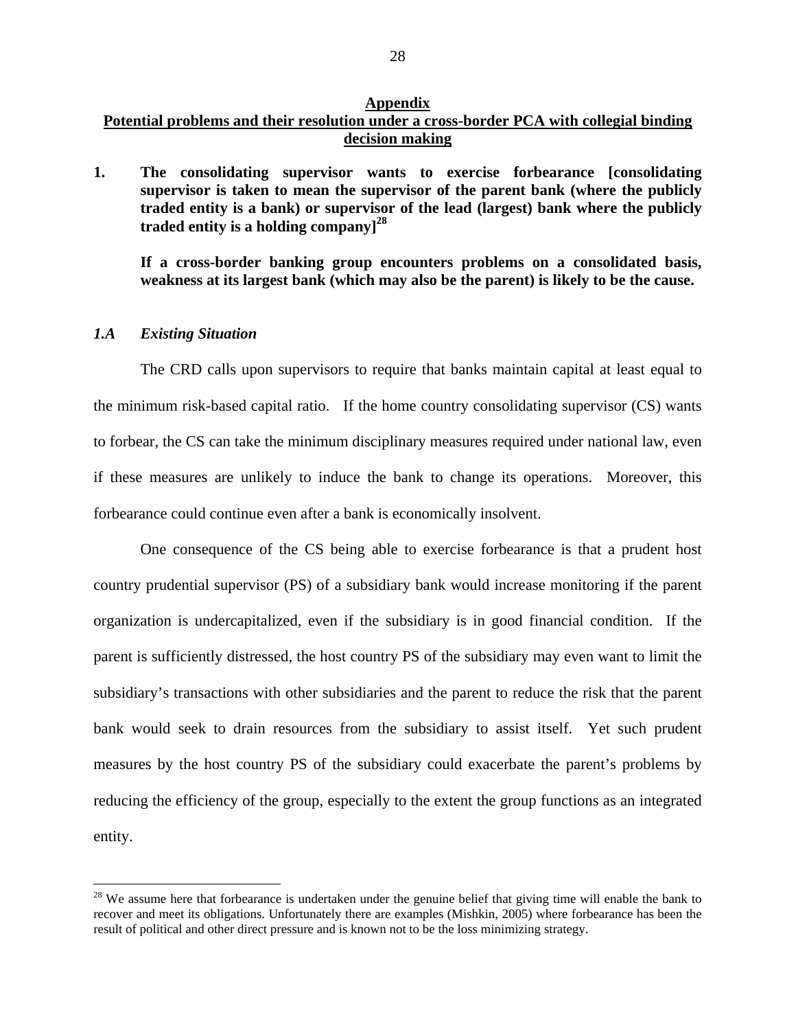## Appendix

## Potential problems and their resolution under a cross-border PCA with collegial binding decision making

**1. The consolidating supervisor wants to exercise forbearance [consolidating supervisor is taken to mean the supervisor of the parent bank (where the publicly traded entity is a bank) or supervisor of the lead (largest) bank where the publicly traded entity is a holding company][28]**

**If a cross-border banking group encounters problems on a consolidated basis, weakness at its largest bank (which may also be the parent) is likely to be the cause.**

### *1.A Existing Situation*

The CRD calls upon supervisors to require that banks maintain capital at least equal to the minimum risk-based capital ratio. If the home country consolidating supervisor (CS) wants to forbear, the CS can take the minimum disciplinary measures required under national law, even if these measures are unlikely to induce the bank to change its operations. Moreover, this forbearance could continue even after a bank is economically insolvent.

One consequence of the CS being able to exercise forbearance is that a prudent host country prudential supervisor (PS) of a subsidiary bank would increase monitoring if the parent organization is undercapitalized, even if the subsidiary is in good financial condition. If the parent is sufficiently distressed, the host country PS of the subsidiary may even want to limit the subsidiary's transactions with other subsidiaries and the parent to reduce the risk that the parent bank would seek to drain resources from the subsidiary to assist itself. Yet such prudent measures by the host country PS of the subsidiary could exacerbate the parent's problems by reducing the efficiency of the group, especially to the extent the group functions as an integrated entity.

[28] We assume here that forbearance is undertaken under the genuine belief that giving time will enable the bank to recover and meet its obligations. Unfortunately there are examples (Mishkin, 2005) where forbearance has been the result of political and other direct pressure and is known not to be the loss minimizing strategy.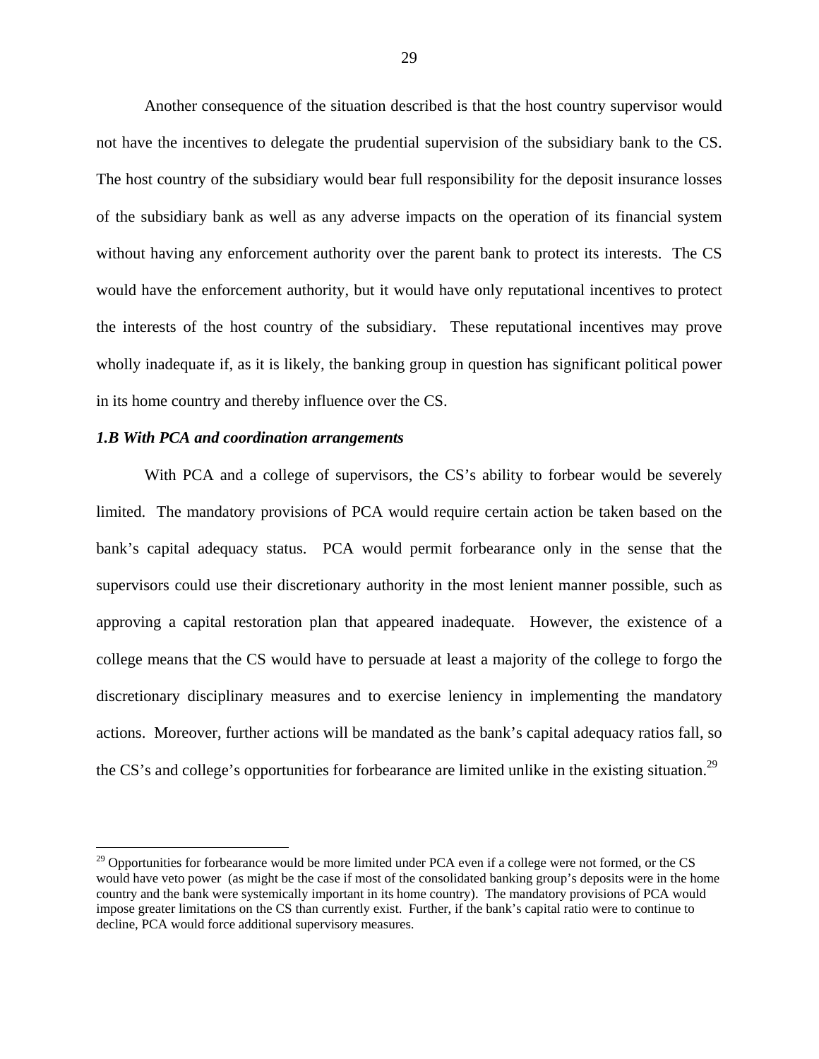Another consequence of the situation described is that the host country supervisor would not have the incentives to delegate the prudential supervision of the subsidiary bank to the CS. The host country of the subsidiary would bear full responsibility for the deposit insurance losses of the subsidiary bank as well as any adverse impacts on the operation of its financial system without having any enforcement authority over the parent bank to protect its interests. The CS would have the enforcement authority, but it would have only reputational incentives to protect the interests of the host country of the subsidiary. These reputational incentives may prove wholly inadequate if, as it is likely, the banking group in question has significant political power in its home country and thereby influence over the CS.

### *1.B With PCA and coordination arrangements*

With PCA and a college of supervisors, the CS's ability to forbear would be severely limited. The mandatory provisions of PCA would require certain action be taken based on the bank's capital adequacy status. PCA would permit forbearance only in the sense that the supervisors could use their discretionary authority in the most lenient manner possible, such as approving a capital restoration plan that appeared inadequate. However, the existence of a college means that the CS would have to persuade at least a majority of the college to forgo the discretionary disciplinary measures and to exercise leniency in implementing the mandatory actions. Moreover, further actions will be mandated as the bank's capital adequacy ratios fall, so the CS's and college's opportunities for forbearance are limited unlike in the existing situation.[29]

[29] Opportunities for forbearance would be more limited under PCA even if a college were not formed, or the CS would have veto power (as might be the case if most of the consolidated banking group's deposits were in the home country and the bank were systemically important in its home country). The mandatory provisions of PCA would impose greater limitations on the CS than currently exist. Further, if the bank's capital ratio were to continue to decline, PCA would force additional supervisory measures.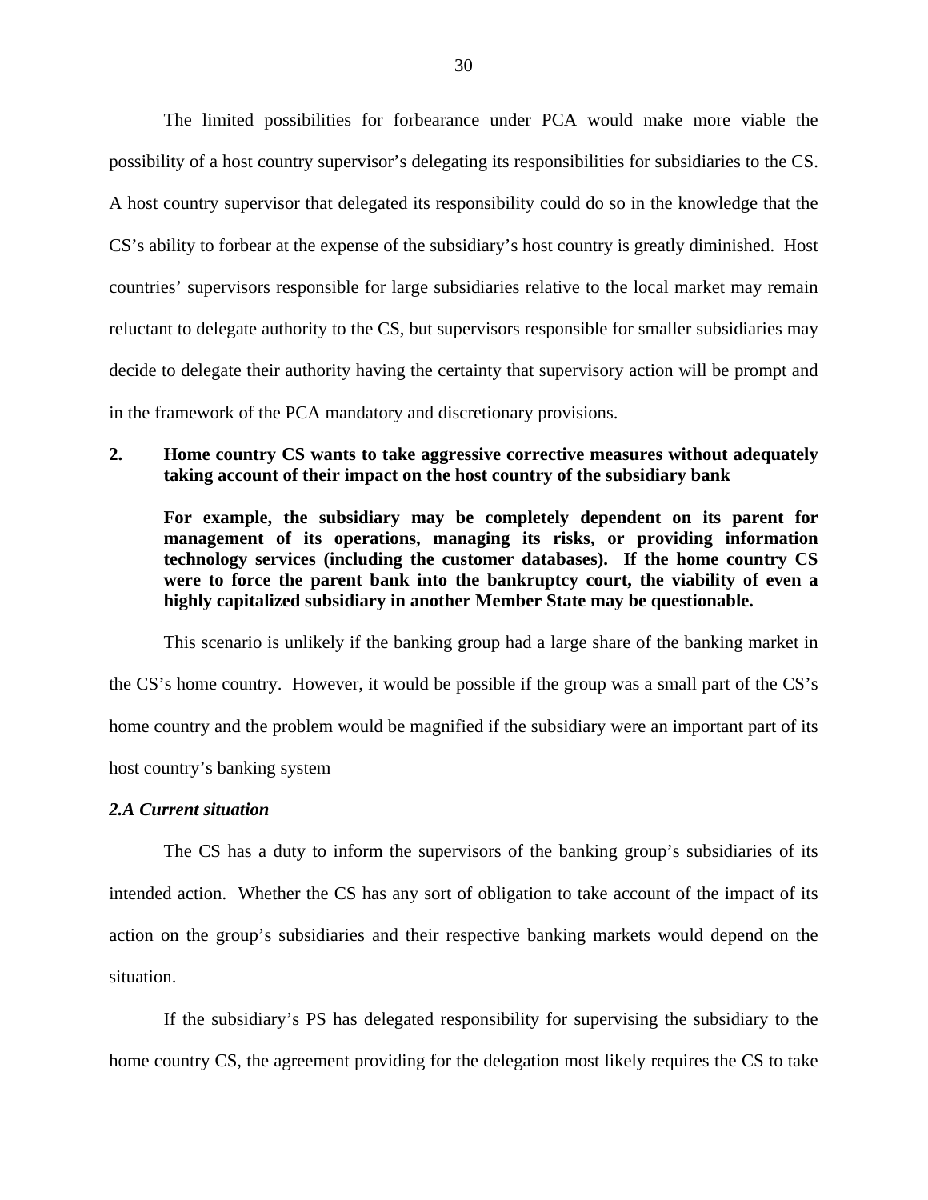The limited possibilities for forbearance under PCA would make more viable the possibility of a host country supervisor's delegating its responsibilities for subsidiaries to the CS. A host country supervisor that delegated its responsibility could do so in the knowledge that the CS's ability to forbear at the expense of the subsidiary's host country is greatly diminished. Host countries' supervisors responsible for large subsidiaries relative to the local market may remain reluctant to delegate authority to the CS, but supervisors responsible for smaller subsidiaries may decide to delegate their authority having the certainty that supervisory action will be prompt and in the framework of the PCA mandatory and discretionary provisions.

**2. Home country CS wants to take aggressive corrective measures without adequately taking account of their impact on the host country of the subsidiary bank**

**For example, the subsidiary may be completely dependent on its parent for management of its operations, managing its risks, or providing information technology services (including the customer databases). If the home country CS were to force the parent bank into the bankruptcy court, the viability of even a highly capitalized subsidiary in another Member State may be questionable.**

This scenario is unlikely if the banking group had a large share of the banking market in the CS's home country. However, it would be possible if the group was a small part of the CS's home country and the problem would be magnified if the subsidiary were an important part of its host country's banking system

***2.A Current situation***

The CS has a duty to inform the supervisors of the banking group's subsidiaries of its intended action. Whether the CS has any sort of obligation to take account of the impact of its action on the group's subsidiaries and their respective banking markets would depend on the situation.

If the subsidiary's PS has delegated responsibility for supervising the subsidiary to the home country CS, the agreement providing for the delegation most likely requires the CS to take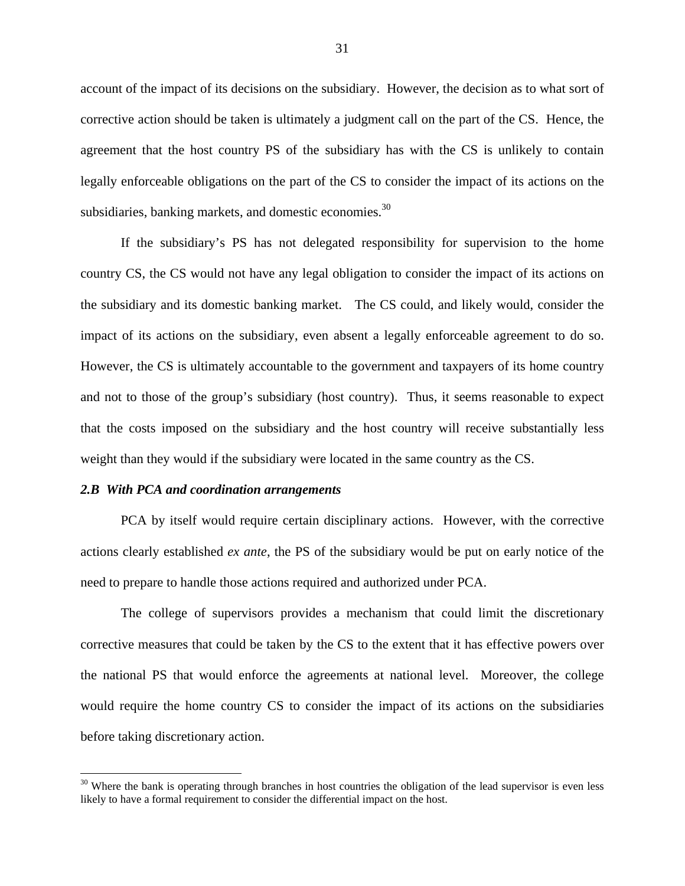account of the impact of its decisions on the subsidiary. However, the decision as to what sort of corrective action should be taken is ultimately a judgment call on the part of the CS. Hence, the agreement that the host country PS of the subsidiary has with the CS is unlikely to contain legally enforceable obligations on the part of the CS to consider the impact of its actions on the subsidiaries, banking markets, and domestic economies.[30]

If the subsidiary's PS has not delegated responsibility for supervision to the home country CS, the CS would not have any legal obligation to consider the impact of its actions on the subsidiary and its domestic banking market. The CS could, and likely would, consider the impact of its actions on the subsidiary, even absent a legally enforceable agreement to do so. However, the CS is ultimately accountable to the government and taxpayers of its home country and not to those of the group's subsidiary (host country). Thus, it seems reasonable to expect that the costs imposed on the subsidiary and the host country will receive substantially less weight than they would if the subsidiary were located in the same country as the CS.

### *2.B With PCA and coordination arrangements*

PCA by itself would require certain disciplinary actions. However, with the corrective actions clearly established *ex ante*, the PS of the subsidiary would be put on early notice of the need to prepare to handle those actions required and authorized under PCA.

The college of supervisors provides a mechanism that could limit the discretionary corrective measures that could be taken by the CS to the extent that it has effective powers over the national PS that would enforce the agreements at national level. Moreover, the college would require the home country CS to consider the impact of its actions on the subsidiaries before taking discretionary action.

[30] Where the bank is operating through branches in host countries the obligation of the lead supervisor is even less likely to have a formal requirement to consider the differential impact on the host.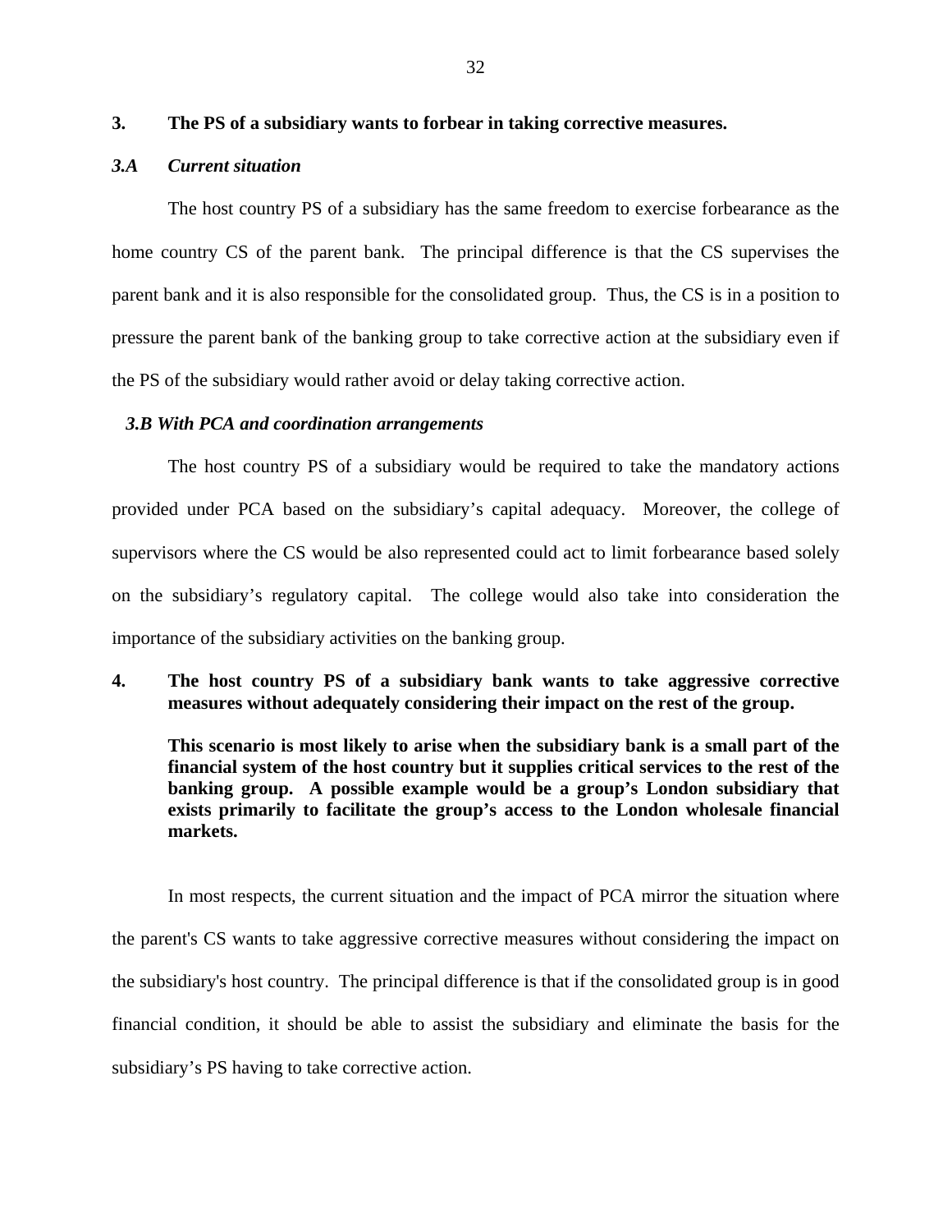## 3. The PS of a subsidiary wants to forbear in taking corrective measures.

### *3.A Current situation*

The host country PS of a subsidiary has the same freedom to exercise forbearance as the home country CS of the parent bank. The principal difference is that the CS supervises the parent bank and it is also responsible for the consolidated group. Thus, the CS is in a position to pressure the parent bank of the banking group to take corrective action at the subsidiary even if the PS of the subsidiary would rather avoid or delay taking corrective action.

### *3.B With PCA and coordination arrangements*

The host country PS of a subsidiary would be required to take the mandatory actions provided under PCA based on the subsidiary's capital adequacy. Moreover, the college of supervisors where the CS would be also represented could act to limit forbearance based solely on the subsidiary's regulatory capital. The college would also take into consideration the importance of the subsidiary activities on the banking group.

## 4. The host country PS of a subsidiary bank wants to take aggressive corrective measures without adequately considering their impact on the rest of the group.

**This scenario is most likely to arise when the subsidiary bank is a small part of the financial system of the host country but it supplies critical services to the rest of the banking group. A possible example would be a group's London subsidiary that exists primarily to facilitate the group's access to the London wholesale financial markets.**

In most respects, the current situation and the impact of PCA mirror the situation where the parent's CS wants to take aggressive corrective measures without considering the impact on the subsidiary's host country. The principal difference is that if the consolidated group is in good financial condition, it should be able to assist the subsidiary and eliminate the basis for the subsidiary's PS having to take corrective action.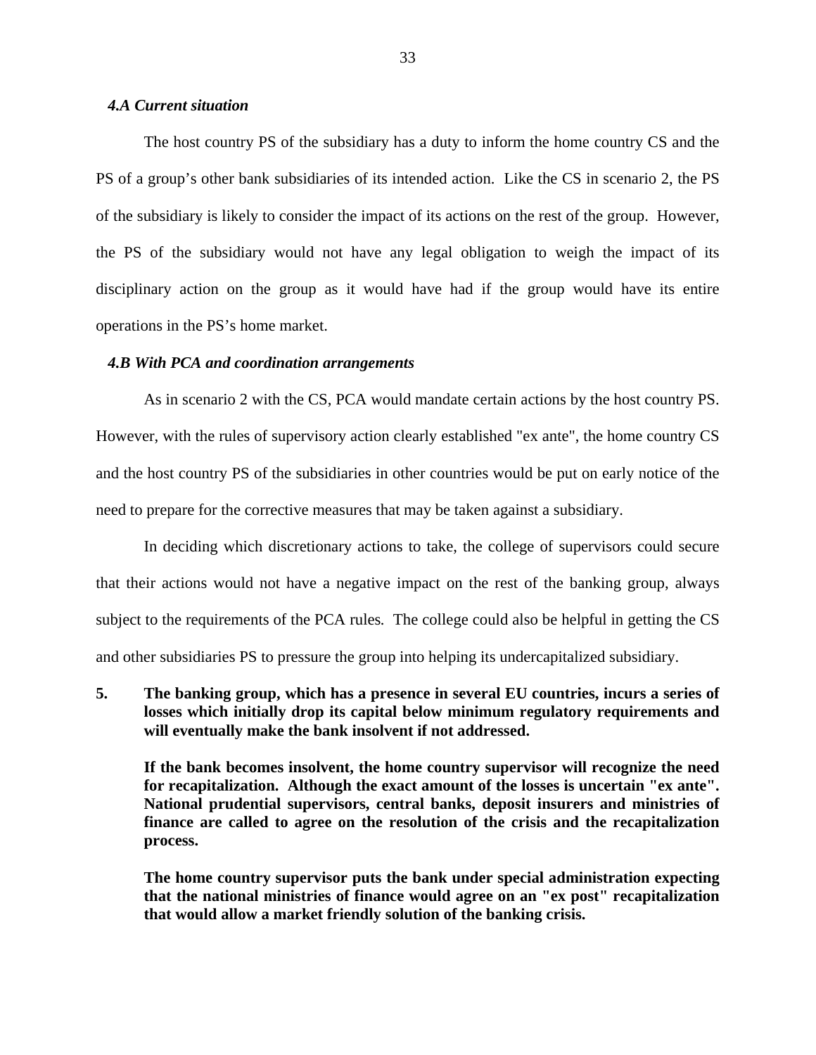### *4.A Current situation*

The host country PS of the subsidiary has a duty to inform the home country CS and the PS of a group's other bank subsidiaries of its intended action. Like the CS in scenario 2, the PS of the subsidiary is likely to consider the impact of its actions on the rest of the group. However, the PS of the subsidiary would not have any legal obligation to weigh the impact of its disciplinary action on the group as it would have had if the group would have its entire operations in the PS's home market.

### *4.B With PCA and coordination arrangements*

As in scenario 2 with the CS, PCA would mandate certain actions by the host country PS. However, with the rules of supervisory action clearly established "ex ante", the home country CS and the host country PS of the subsidiaries in other countries would be put on early notice of the need to prepare for the corrective measures that may be taken against a subsidiary.

In deciding which discretionary actions to take, the college of supervisors could secure that their actions would not have a negative impact on the rest of the banking group, always subject to the requirements of the PCA rules. The college could also be helpful in getting the CS and other subsidiaries PS to pressure the group into helping its undercapitalized subsidiary.

**5. The banking group, which has a presence in several EU countries, incurs a series of losses which initially drop its capital below minimum regulatory requirements and will eventually make the bank insolvent if not addressed.**

**If the bank becomes insolvent, the home country supervisor will recognize the need for recapitalization. Although the exact amount of the losses is uncertain "ex ante". National prudential supervisors, central banks, deposit insurers and ministries of finance are called to agree on the resolution of the crisis and the recapitalization process.**

**The home country supervisor puts the bank under special administration expecting that the national ministries of finance would agree on an "ex post" recapitalization that would allow a market friendly solution of the banking crisis.**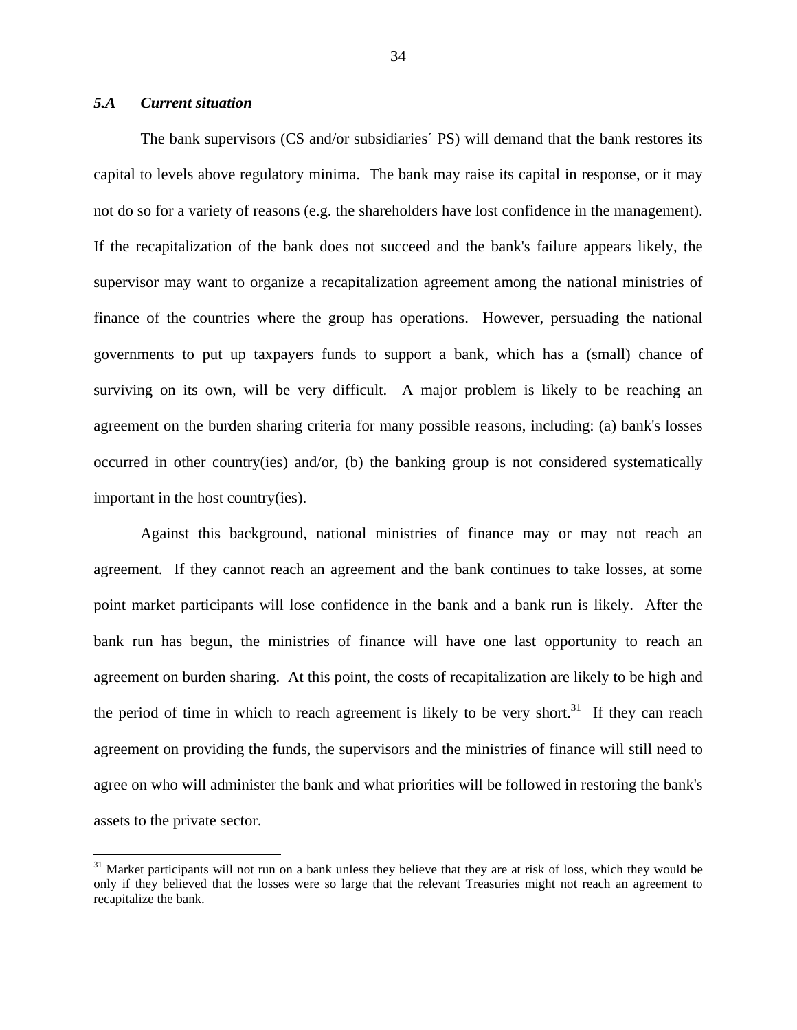### *5.A Current situation*

The bank supervisors (CS and/or subsidiaries´ PS) will demand that the bank restores its capital to levels above regulatory minima. The bank may raise its capital in response, or it may not do so for a variety of reasons (e.g. the shareholders have lost confidence in the management). If the recapitalization of the bank does not succeed and the bank's failure appears likely, the supervisor may want to organize a recapitalization agreement among the national ministries of finance of the countries where the group has operations. However, persuading the national governments to put up taxpayers funds to support a bank, which has a (small) chance of surviving on its own, will be very difficult. A major problem is likely to be reaching an agreement on the burden sharing criteria for many possible reasons, including: (a) bank's losses occurred in other country(ies) and/or, (b) the banking group is not considered systematically important in the host country(ies).

Against this background, national ministries of finance may or may not reach an agreement. If they cannot reach an agreement and the bank continues to take losses, at some point market participants will lose confidence in the bank and a bank run is likely. After the bank run has begun, the ministries of finance will have one last opportunity to reach an agreement on burden sharing. At this point, the costs of recapitalization are likely to be high and the period of time in which to reach agreement is likely to be very short.[31] If they can reach agreement on providing the funds, the supervisors and the ministries of finance will still need to agree on who will administer the bank and what priorities will be followed in restoring the bank's assets to the private sector.

[31] Market participants will not run on a bank unless they believe that they are at risk of loss, which they would be only if they believed that the losses were so large that the relevant Treasuries might not reach an agreement to recapitalize the bank.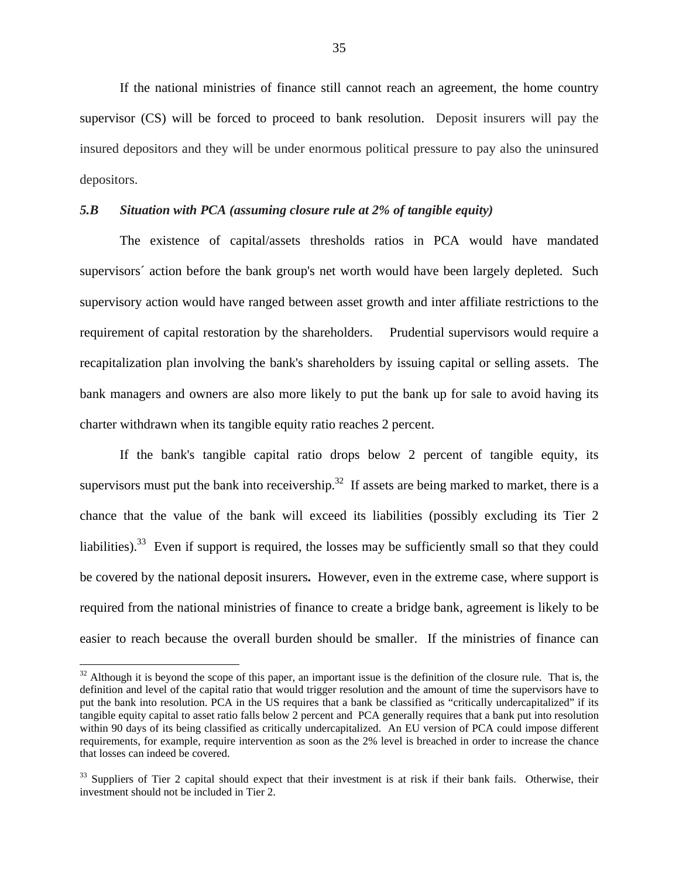If the national ministries of finance still cannot reach an agreement, the home country supervisor (CS) will be forced to proceed to bank resolution. Deposit insurers will pay the insured depositors and they will be under enormous political pressure to pay also the uninsured depositors.

### *5.B Situation with PCA (assuming closure rule at 2% of tangible equity)*

The existence of capital/assets thresholds ratios in PCA would have mandated supervisors´ action before the bank group's net worth would have been largely depleted. Such supervisory action would have ranged between asset growth and inter affiliate restrictions to the requirement of capital restoration by the shareholders. Prudential supervisors would require a recapitalization plan involving the bank's shareholders by issuing capital or selling assets. The bank managers and owners are also more likely to put the bank up for sale to avoid having its charter withdrawn when its tangible equity ratio reaches 2 percent.

If the bank's tangible capital ratio drops below 2 percent of tangible equity, its supervisors must put the bank into receivership.[32] If assets are being marked to market, there is a chance that the value of the bank will exceed its liabilities (possibly excluding its Tier 2 liabilities).[33] Even if support is required, the losses may be sufficiently small so that they could be covered by the national deposit insurers**.** However, even in the extreme case, where support is required from the national ministries of finance to create a bridge bank, agreement is likely to be easier to reach because the overall burden should be smaller. If the ministries of finance can

---

[32] Although it is beyond the scope of this paper, an important issue is the definition of the closure rule. That is, the definition and level of the capital ratio that would trigger resolution and the amount of time the supervisors have to put the bank into resolution. PCA in the US requires that a bank be classified as "critically undercapitalized" if its tangible equity capital to asset ratio falls below 2 percent and PCA generally requires that a bank put into resolution within 90 days of its being classified as critically undercapitalized. An EU version of PCA could impose different requirements, for example, require intervention as soon as the 2% level is breached in order to increase the chance that losses can indeed be covered.

[33] Suppliers of Tier 2 capital should expect that their investment is at risk if their bank fails. Otherwise, their investment should not be included in Tier 2.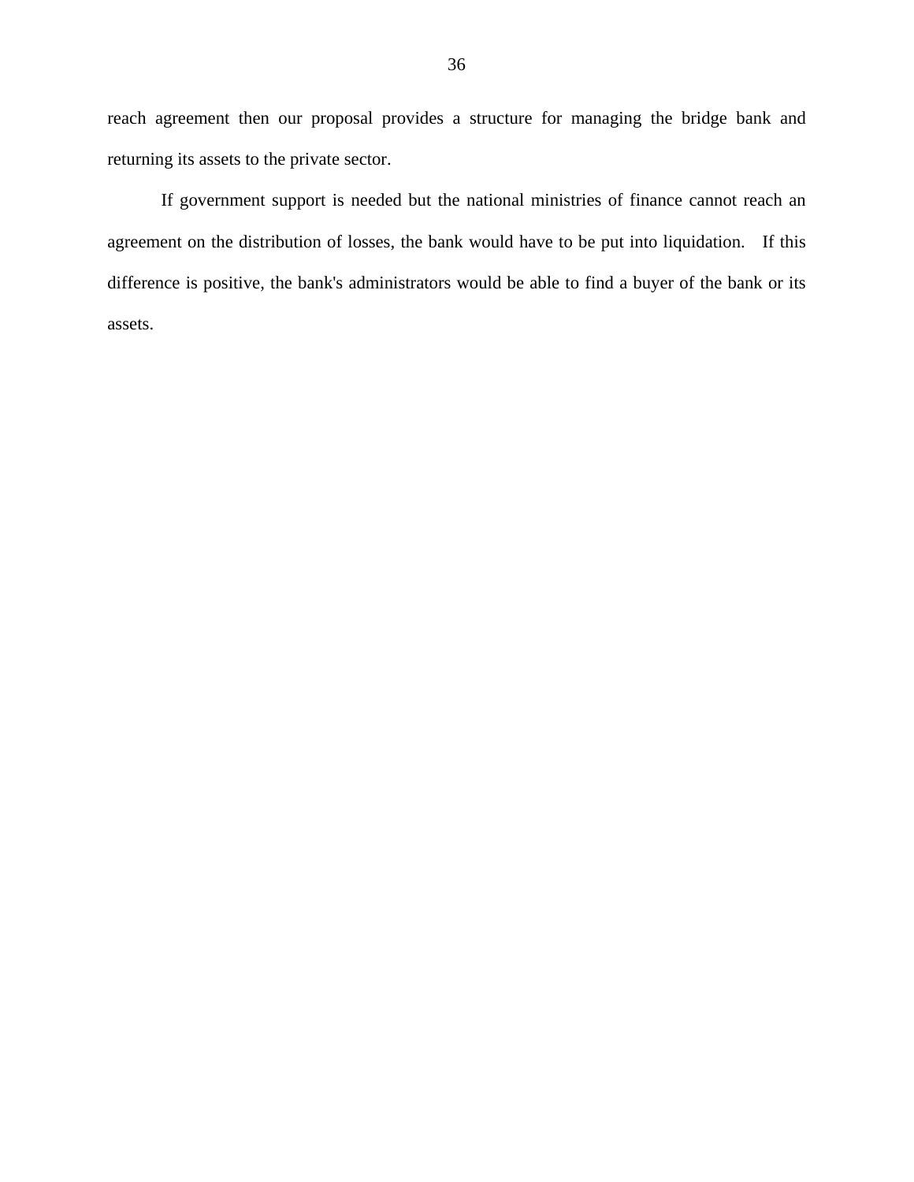reach agreement then our proposal provides a structure for managing the bridge bank and returning its assets to the private sector.

If government support is needed but the national ministries of finance cannot reach an agreement on the distribution of losses, the bank would have to be put into liquidation. If this difference is positive, the bank's administrators would be able to find a buyer of the bank or its assets.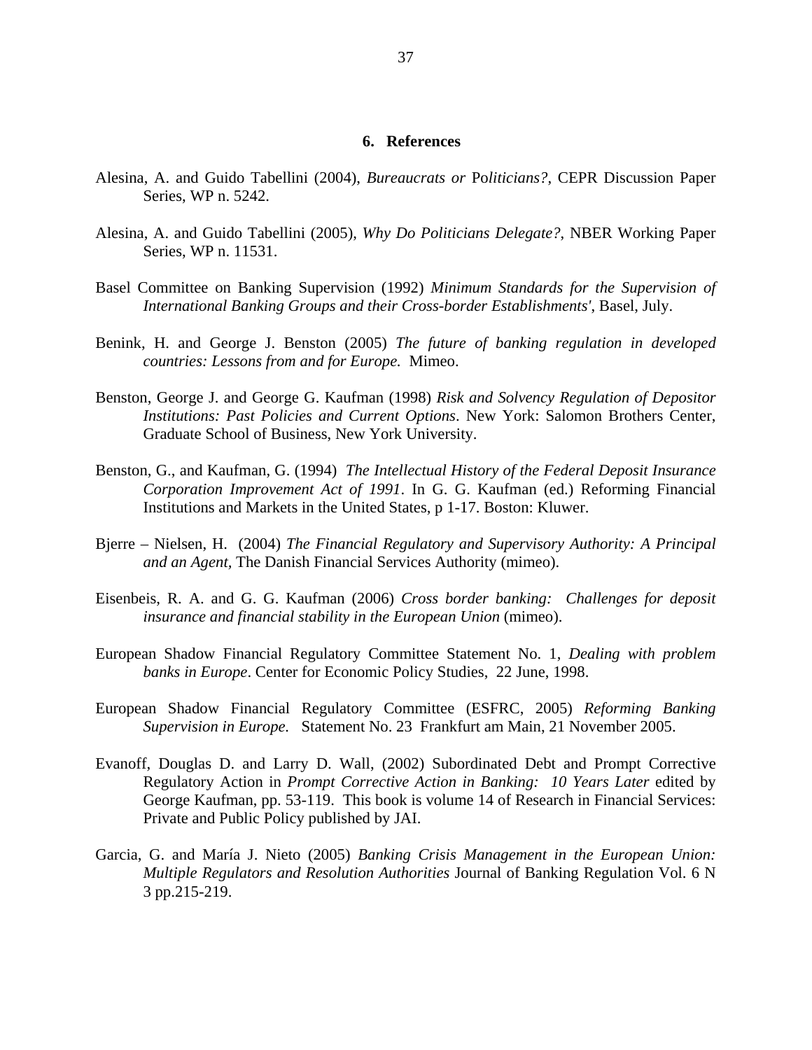## 6. References

Alesina, A. and Guido Tabellini (2004), *Bureaucrats or Politicians?*, CEPR Discussion Paper Series, WP n. 5242.

Alesina, A. and Guido Tabellini (2005), *Why Do Politicians Delegate?*, NBER Working Paper Series, WP n. 11531.

Basel Committee on Banking Supervision (1992) *Minimum Standards for the Supervision of International Banking Groups and their Cross-border Establishments'*, Basel, July.

Benink, H. and George J. Benston (2005) *The future of banking regulation in developed countries: Lessons from and for Europe.* Mimeo.

Benston, George J. and George G. Kaufman (1998) *Risk and Solvency Regulation of Depositor Institutions: Past Policies and Current Options*. New York: Salomon Brothers Center, Graduate School of Business, New York University.

Benston, G., and Kaufman, G. (1994) *The Intellectual History of the Federal Deposit Insurance Corporation Improvement Act of 1991*. In G. G. Kaufman (ed.) Reforming Financial Institutions and Markets in the United States, p 1-17. Boston: Kluwer.

Bjerre – Nielsen, H. (2004) *The Financial Regulatory and Supervisory Authority: A Principal and an Agent*, The Danish Financial Services Authority (mimeo).

Eisenbeis, R. A. and G. G. Kaufman (2006) *Cross border banking: Challenges for deposit insurance and financial stability in the European Union* (mimeo).

European Shadow Financial Regulatory Committee Statement No. 1, *Dealing with problem banks in Europe*. Center for Economic Policy Studies, 22 June, 1998.

European Shadow Financial Regulatory Committee (ESFRC, 2005) *Reforming Banking Supervision in Europe.* Statement No. 23 Frankfurt am Main, 21 November 2005.

Evanoff, Douglas D. and Larry D. Wall, (2002) Subordinated Debt and Prompt Corrective Regulatory Action in *Prompt Corrective Action in Banking: 10 Years Later* edited by George Kaufman, pp. 53-119. This book is volume 14 of Research in Financial Services: Private and Public Policy published by JAI.

Garcia, G. and María J. Nieto (2005) *Banking Crisis Management in the European Union: Multiple Regulators and Resolution Authorities* Journal of Banking Regulation Vol. 6 N 3 pp.215-219.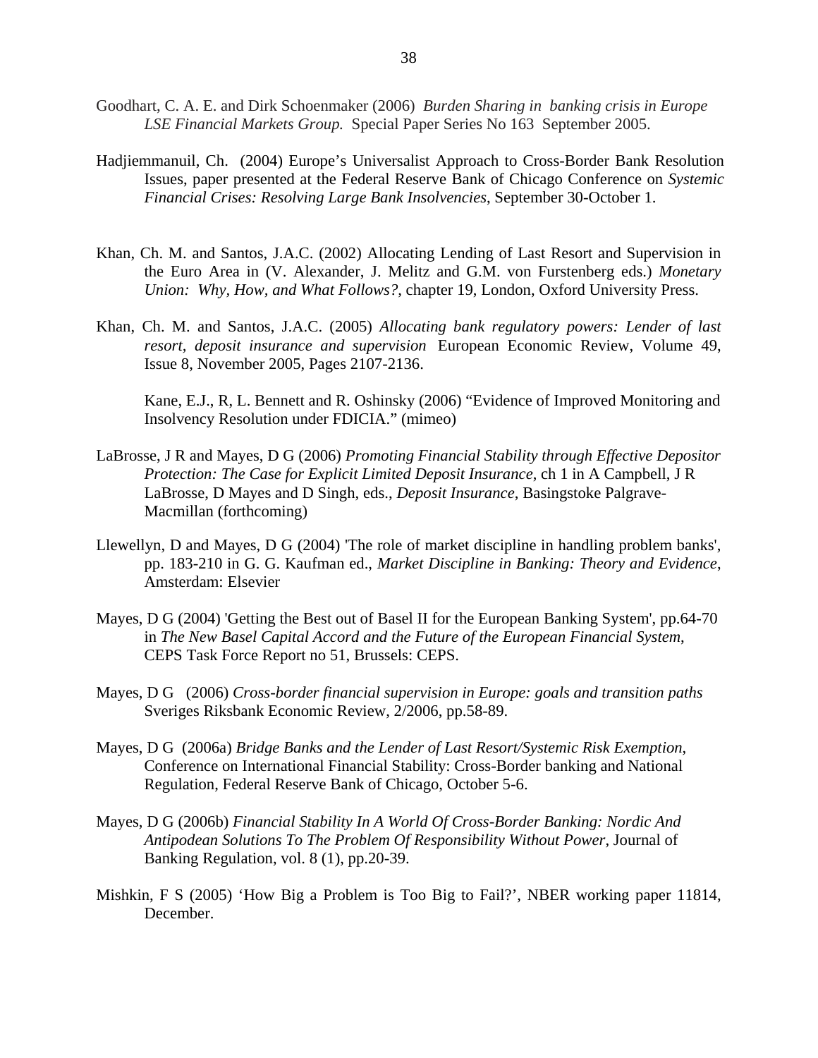Goodhart, C. A. E. and Dirk Schoenmaker (2006) *Burden Sharing in banking crisis in Europe LSE Financial Markets Group.* Special Paper Series No 163 September 2005.

Hadjiemmanuil, Ch. (2004) Europe's Universalist Approach to Cross-Border Bank Resolution Issues, paper presented at the Federal Reserve Bank of Chicago Conference on *Systemic Financial Crises: Resolving Large Bank Insolvencies*, September 30-October 1.

Khan, Ch. M. and Santos, J.A.C. (2002) Allocating Lending of Last Resort and Supervision in the Euro Area in (V. Alexander, J. Melitz and G.M. von Furstenberg eds.) *Monetary Union: Why, How, and What Follows?*, chapter 19, London, Oxford University Press.

Khan, Ch. M. and Santos, J.A.C. (2005) *Allocating bank regulatory powers: Lender of last resort, deposit insurance and supervision* European Economic Review, Volume 49, Issue 8, November 2005, Pages 2107-2136.

Kane, E.J., R, L. Bennett and R. Oshinsky (2006) "Evidence of Improved Monitoring and Insolvency Resolution under FDICIA." (mimeo)

LaBrosse, J R and Mayes, D G (2006) *Promoting Financial Stability through Effective Depositor Protection: The Case for Explicit Limited Deposit Insurance*, ch 1 in A Campbell, J R LaBrosse, D Mayes and D Singh, eds., *Deposit Insurance*, Basingstoke Palgrave-Macmillan (forthcoming)

Llewellyn, D and Mayes, D G (2004) 'The role of market discipline in handling problem banks', pp. 183-210 in G. G. Kaufman ed., *Market Discipline in Banking: Theory and Evidence*, Amsterdam: Elsevier

Mayes, D G (2004) 'Getting the Best out of Basel II for the European Banking System', pp.64-70 in *The New Basel Capital Accord and the Future of the European Financial System*, CEPS Task Force Report no 51, Brussels: CEPS.

Mayes, D G (2006) *Cross-border financial supervision in Europe: goals and transition paths* Sveriges Riksbank Economic Review, 2/2006, pp.58-89.

Mayes, D G (2006a) *Bridge Banks and the Lender of Last Resort/Systemic Risk Exemption*, Conference on International Financial Stability: Cross-Border banking and National Regulation, Federal Reserve Bank of Chicago, October 5-6.

Mayes, D G (2006b) *Financial Stability In A World Of Cross-Border Banking: Nordic And Antipodean Solutions To The Problem Of Responsibility Without Power*, Journal of Banking Regulation, vol. 8 (1), pp.20-39.

Mishkin, F S (2005) 'How Big a Problem is Too Big to Fail?', NBER working paper 11814, December.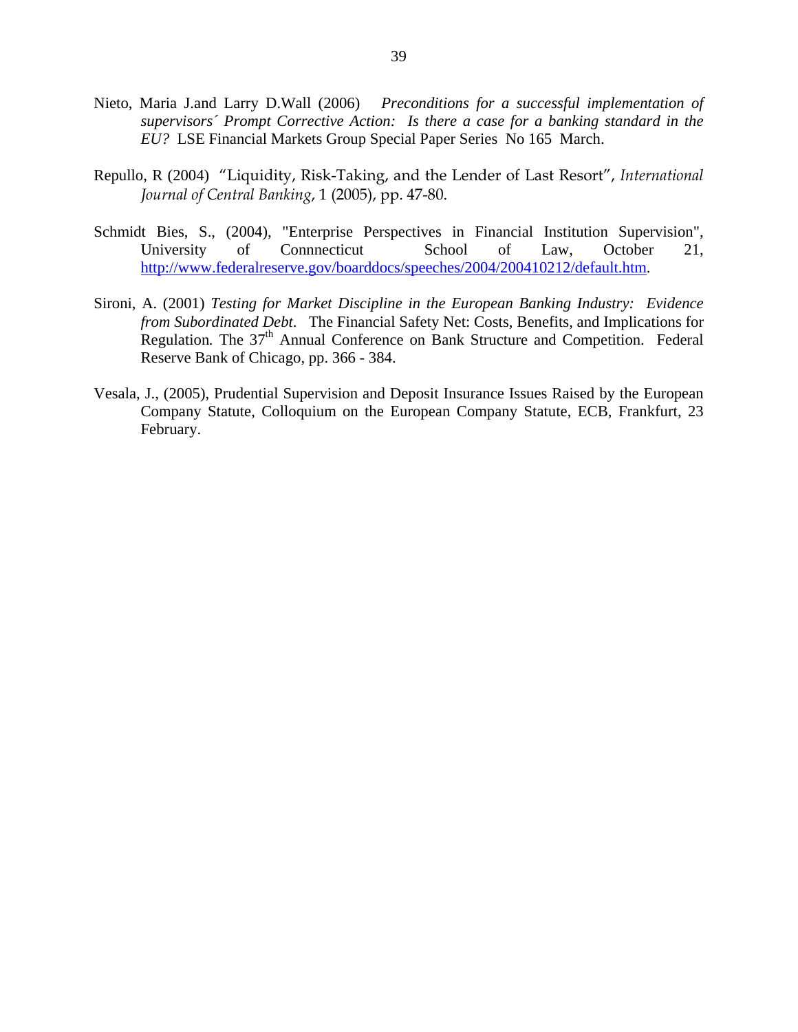Nieto, Maria J.and Larry D.Wall (2006) *Preconditions for a successful implementation of supervisors´ Prompt Corrective Action: Is there a case for a banking standard in the EU?* LSE Financial Markets Group Special Paper Series No 165 March.

Repullo, R (2004) "Liquidity, Risk-Taking, and the Lender of Last Resort", *International Journal of Central Banking*, 1 (2005), pp. 47-80.

Schmidt Bies, S., (2004), "Enterprise Perspectives in Financial Institution Supervision", University of Connnecticut School of Law, October 21, http://www.federalreserve.gov/boarddocs/speeches/2004/200410212/default.htm.

Sironi, A. (2001) *Testing for Market Discipline in the European Banking Industry: Evidence from Subordinated Debt*. The Financial Safety Net: Costs, Benefits, and Implications for Regulation. The 37th Annual Conference on Bank Structure and Competition. Federal Reserve Bank of Chicago, pp. 366 - 384.

Vesala, J., (2005), Prudential Supervision and Deposit Insurance Issues Raised by the European Company Statute, Colloquium on the European Company Statute, ECB, Frankfurt, 23 February.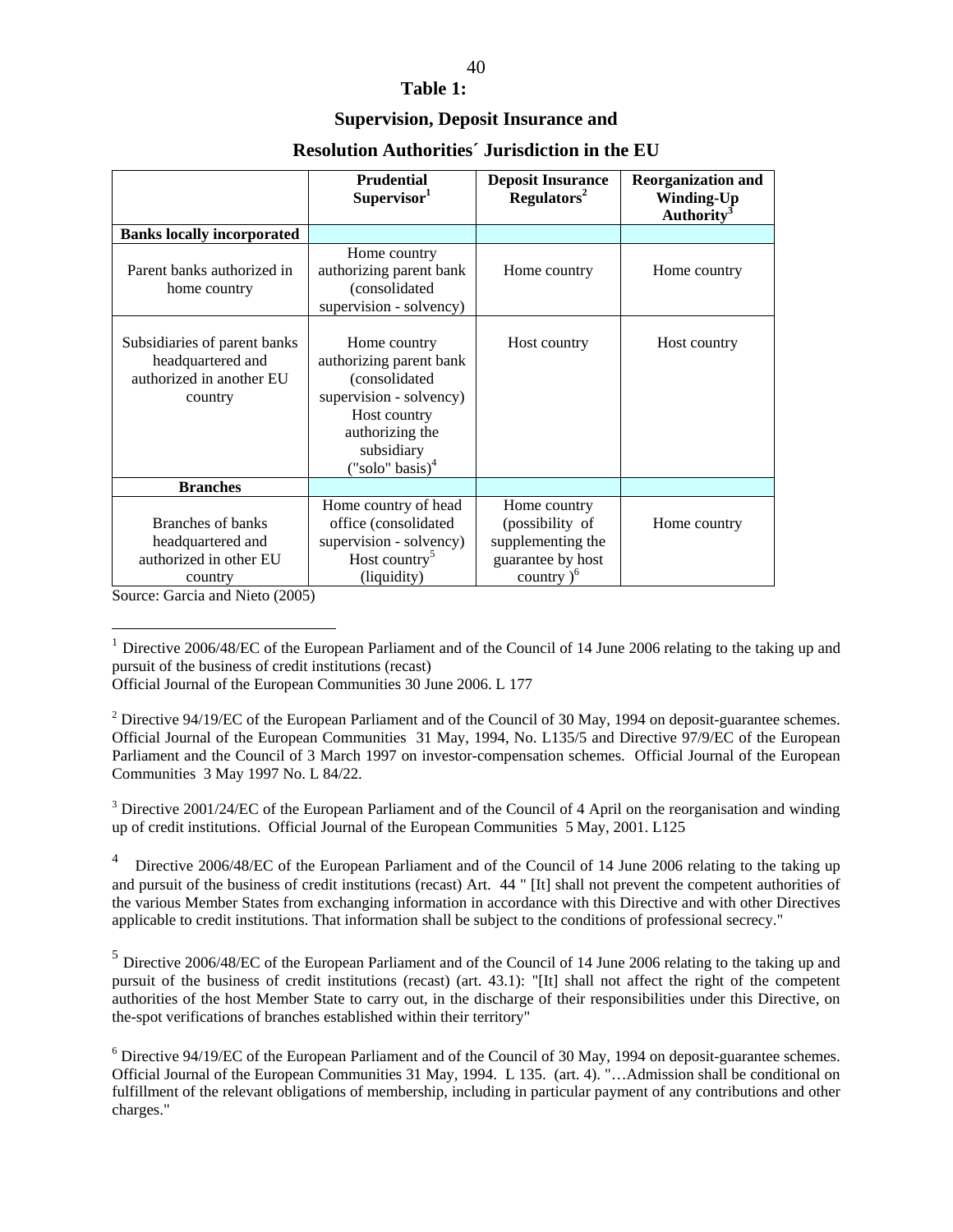## Table 1:

## Supervision, Deposit Insurance and

## Resolution Authorities´ Jurisdiction in the EU

| | Prudential Supervisor[1] | Deposit Insurance Regulators[2] | Reorganization and Winding-Up Authority[3] |
|---|---|---|---|
| **Banks locally incorporated** | | | |
| Parent banks authorized in home country | Home country authorizing parent bank (consolidated supervision - solvency) | Home country | Home country |
| Subsidiaries of parent banks headquartered and authorized in another EU country | Home country authorizing parent bank (consolidated supervision - solvency) Host country authorizing the subsidiary ("solo" basis)[4] | Host country | Host country |
| **Branches** | | | |
| Branches of banks headquartered and authorized in other EU country | Home country of head office (consolidated supervision - solvency) Host country[5] (liquidity) | Home country (possibility of supplementing the guarantee by host country )[6] | Home country |

Source: Garcia and Nieto (2005)

---

[1] Directive 2006/48/EC of the European Parliament and of the Council of 14 June 2006 relating to the taking up and pursuit of the business of credit institutions (recast)
Official Journal of the European Communities 30 June 2006. L 177

[2] Directive 94/19/EC of the European Parliament and of the Council of 30 May, 1994 on deposit-guarantee schemes. Official Journal of the European Communities 31 May, 1994, No. L135/5 and Directive 97/9/EC of the European Parliament and the Council of 3 March 1997 on investor-compensation schemes. Official Journal of the European Communities 3 May 1997 No. L 84/22.

[3] Directive 2001/24/EC of the European Parliament and of the Council of 4 April on the reorganisation and winding up of credit institutions. Official Journal of the European Communities 5 May, 2001. L125

[4] Directive 2006/48/EC of the European Parliament and of the Council of 14 June 2006 relating to the taking up and pursuit of the business of credit institutions (recast) Art. 44 " [It] shall not prevent the competent authorities of the various Member States from exchanging information in accordance with this Directive and with other Directives applicable to credit institutions. That information shall be subject to the conditions of professional secrecy."

[5] Directive 2006/48/EC of the European Parliament and of the Council of 14 June 2006 relating to the taking up and pursuit of the business of credit institutions (recast) (art. 43.1): "[It] shall not affect the right of the competent authorities of the host Member State to carry out, in the discharge of their responsibilities under this Directive, on the-spot verifications of branches established within their territory"

[6] Directive 94/19/EC of the European Parliament and of the Council of 30 May, 1994 on deposit-guarantee schemes. Official Journal of the European Communities 31 May, 1994. L 135. (art. 4). "…Admission shall be conditional on fulfillment of the relevant obligations of membership, including in particular payment of any contributions and other charges."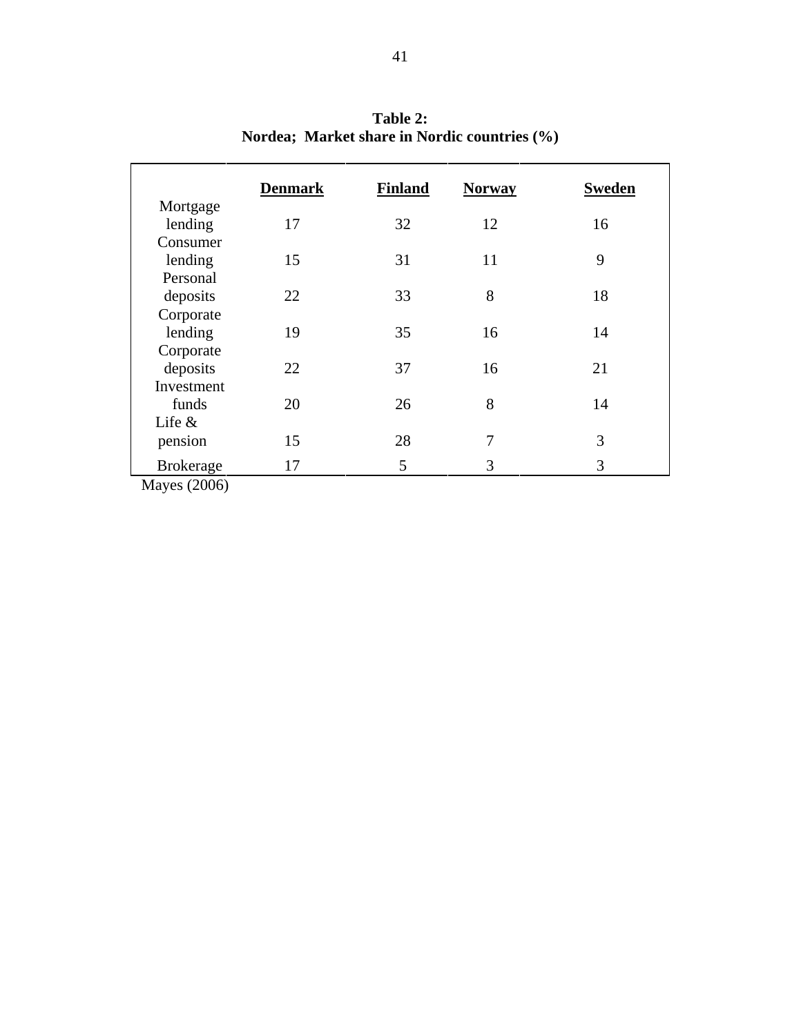**Table 2:**
**Nordea; Market share in Nordic countries (%)**

| | Denmark | Finland | Norway | Sweden |
|---|---|---|---|---|
| Mortgage lending | 17 | 32 | 12 | 16 |
| Consumer lending | 15 | 31 | 11 | 9 |
| Personal deposits | 22 | 33 | 8 | 18 |
| Corporate lending | 19 | 35 | 16 | 14 |
| Corporate deposits | 22 | 37 | 16 | 21 |
| Investment funds | 20 | 26 | 8 | 14 |
| Life & pension | 15 | 28 | 7 | 3 |
| Brokerage | 17 | 5 | 3 | 3 |

Mayes (2006)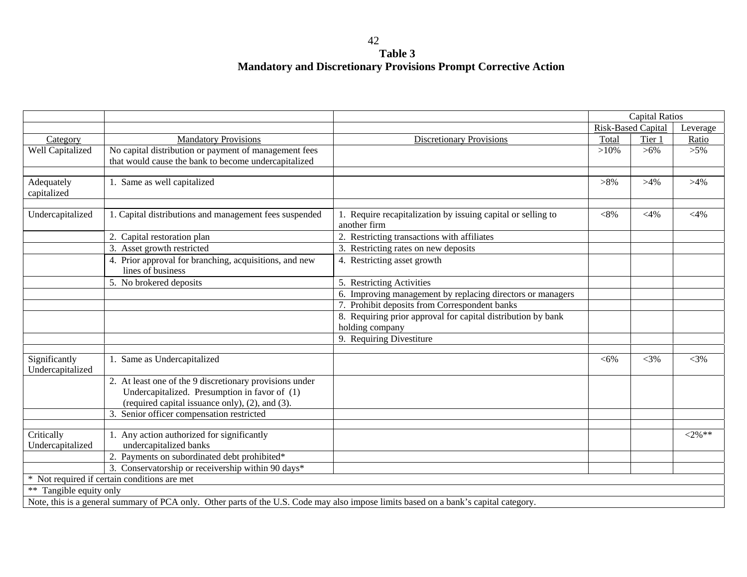**Table 3**
**Mandatory and Discretionary Provisions Prompt Corrective Action**

| | | | Capital Ratios | | |
|---|---|---|---|---|---|
| | | | Risk-Based Capital | | Leverage |
| Category | Mandatory Provisions | Discretionary Provisions | Total | Tier 1 | Ratio |
| Well Capitalized | No capital distribution or payment of management fees that would cause the bank to become undercapitalized | | >10% | >6% | >5% |
| | | | | | |
| Adequately capitalized | 1. Same as well capitalized | | >8% | >4% | >4% |
| | | | | | |
| Undercapitalized | 1. Capital distributions and management fees suspended | 1. Require recapitalization by issuing capital or selling to another firm | <8% | <4% | <4% |
| | 2. Capital restoration plan | 2. Restricting transactions with affiliates | | | |
| | 3. Asset growth restricted | 3. Restricting rates on new deposits | | | |
| | 4. Prior approval for branching, acquisitions, and new lines of business | 4. Restricting asset growth | | | |
| | 5. No brokered deposits | 5. Restricting Activities | | | |
| | | 6. Improving management by replacing directors or managers | | | |
| | | 7. Prohibit deposits from Correspondent banks | | | |
| | | 8. Requiring prior approval for capital distribution by bank holding company | | | |
| | | 9. Requiring Divestiture | | | |
| | | | | | |
| Significantly Undercapitalized | 1. Same as Undercapitalized | | <6% | <3% | <3% |
| | 2. At least one of the 9 discretionary provisions under Undercapitalized. Presumption in favor of (1) (required capital issuance only), (2), and (3). | | | | |
| | 3. Senior officer compensation restricted | | | | |
| | | | | | |
| Critically Undercapitalized | 1. Any action authorized for significantly undercapitalized banks | | | | <2%** |
| | 2. Payments on subordinated debt prohibited* | | | | |
| | 3. Conservatorship or receivership within 90 days* | | | | |

\* Not required if certain conditions are met

** Tangible equity only

Note, this is a general summary of PCA only. Other parts of the U.S. Code may also impose limits based on a bank's capital category.